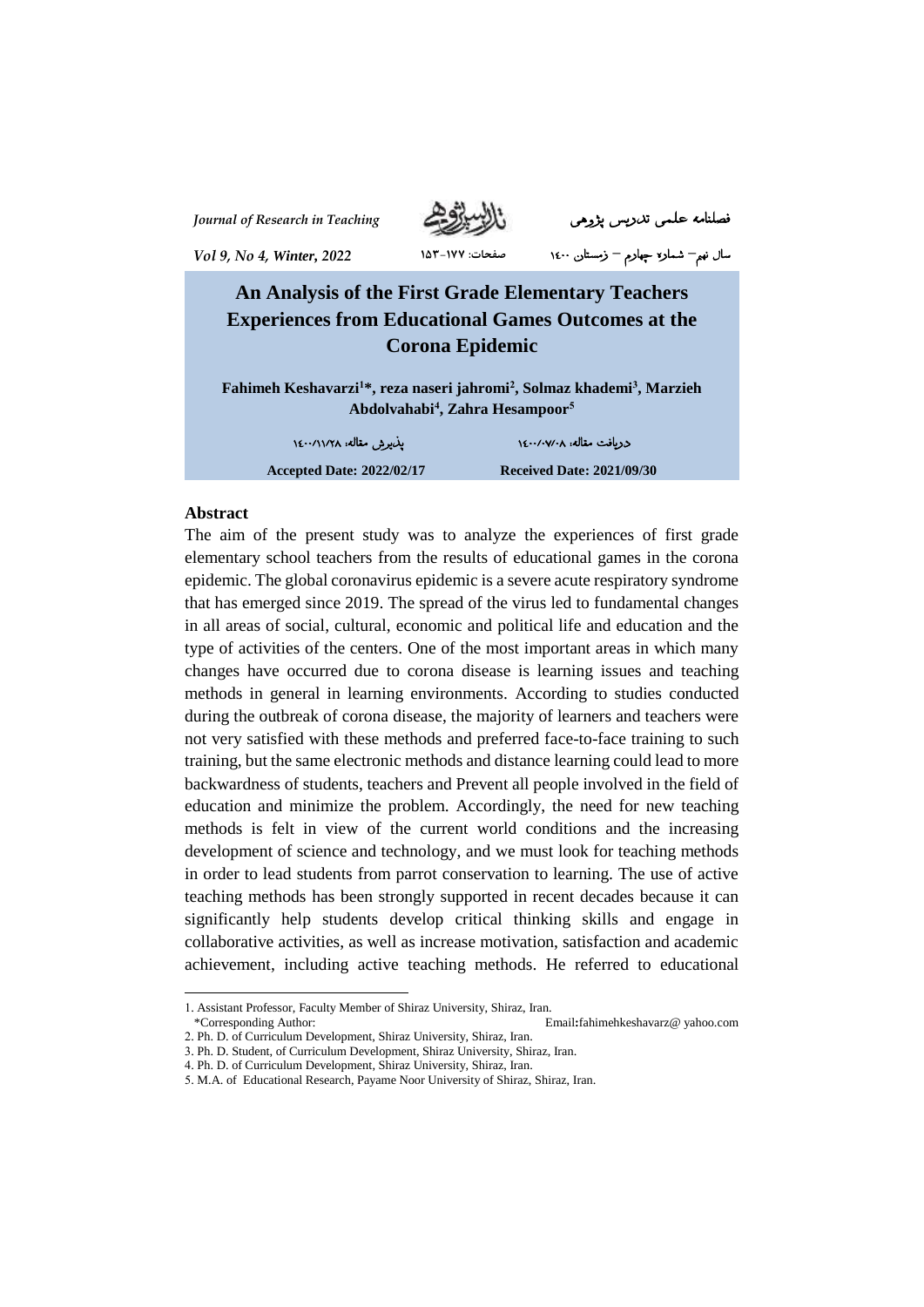# An Analysis of the First Grade Elementary Teachers Experiences from Educational Games Outcomes at the Corona Epidemic

**Fahimeh Keshavarzi[1]*, reza naseri jahromi[2], Solmaz khademi[3], Marzieh Abdolvahabi[4], Zahra Hesampoor[5]**

پذیرش مقاله: ۱۴۰۰/۱۱/۲۸ — دریافت مقاله: ۱۴۰۰/۰۷/۰۸

**Accepted Date: 2022/02/17** — **Received Date: 2021/09/30**

## Abstract

The aim of the present study was to analyze the experiences of first grade elementary school teachers from the results of educational games in the corona epidemic. The global coronavirus epidemic is a severe acute respiratory syndrome that has emerged since 2019. The spread of the virus led to fundamental changes in all areas of social, cultural, economic and political life and education and the type of activities of the centers. One of the most important areas in which many changes have occurred due to corona disease is learning issues and teaching methods in general in learning environments. According to studies conducted during the outbreak of corona disease, the majority of learners and teachers were not very satisfied with these methods and preferred face-to-face training to such training, but the same electronic methods and distance learning could lead to more backwardness of students, teachers and Prevent all people involved in the field of education and minimize the problem. Accordingly, the need for new teaching methods is felt in view of the current world conditions and the increasing development of science and technology, and we must look for teaching methods in order to lead students from parrot conservation to learning. The use of active teaching methods has been strongly supported in recent decades because it can significantly help students develop critical thinking skills and engage in collaborative activities, as well as increase motivation, satisfaction and academic achievement, including active teaching methods. He referred to educational

---

1. Assistant Professor, Faculty Member of Shiraz University, Shiraz, Iran.
   *Corresponding Author: Email:fahimehkeshavarz@ yahoo.com
2. Ph. D. of Curriculum Development, Shiraz University, Shiraz, Iran.
3. Ph. D. Student, of Curriculum Development, Shiraz University, Shiraz, Iran.
4. Ph. D. of Curriculum Development, Shiraz University, Shiraz, Iran.
5. M.A. of Educational Research, Payame Noor University of Shiraz, Shiraz, Iran.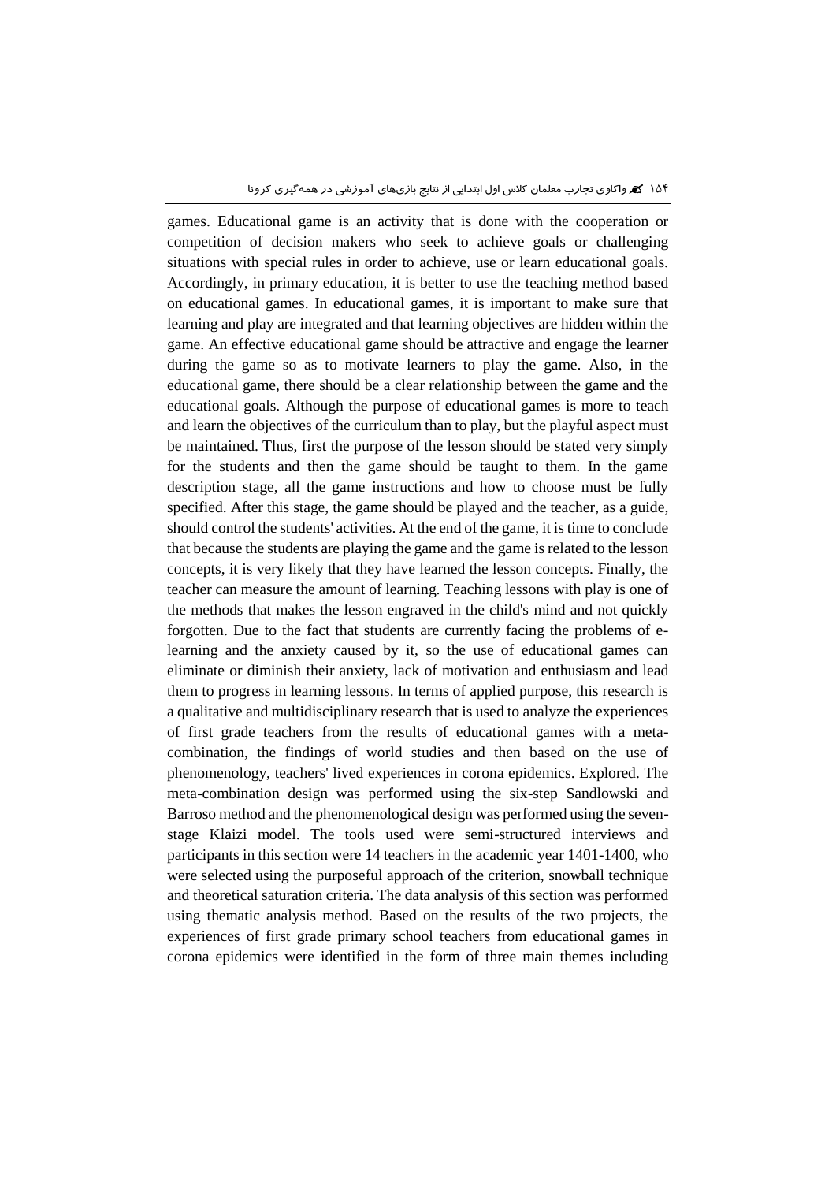games. Educational game is an activity that is done with the cooperation or competition of decision makers who seek to achieve goals or challenging situations with special rules in order to achieve, use or learn educational goals. Accordingly, in primary education, it is better to use the teaching method based on educational games. In educational games, it is important to make sure that learning and play are integrated and that learning objectives are hidden within the game. An effective educational game should be attractive and engage the learner during the game so as to motivate learners to play the game. Also, in the educational game, there should be a clear relationship between the game and the educational goals. Although the purpose of educational games is more to teach and learn the objectives of the curriculum than to play, but the playful aspect must be maintained. Thus, first the purpose of the lesson should be stated very simply for the students and then the game should be taught to them. In the game description stage, all the game instructions and how to choose must be fully specified. After this stage, the game should be played and the teacher, as a guide, should control the students' activities. At the end of the game, it is time to conclude that because the students are playing the game and the game is related to the lesson concepts, it is very likely that they have learned the lesson concepts. Finally, the teacher can measure the amount of learning. Teaching lessons with play is one of the methods that makes the lesson engraved in the child's mind and not quickly forgotten. Due to the fact that students are currently facing the problems of e-learning and the anxiety caused by it, so the use of educational games can eliminate or diminish their anxiety, lack of motivation and enthusiasm and lead them to progress in learning lessons. In terms of applied purpose, this research is a qualitative and multidisciplinary research that is used to analyze the experiences of first grade teachers from the results of educational games with a meta-combination, the findings of world studies and then based on the use of phenomenology, teachers' lived experiences in corona epidemics. Explored. The meta-combination design was performed using the six-step Sandlowski and Barroso method and the phenomenological design was performed using the seven-stage Klaizi model. The tools used were semi-structured interviews and participants in this section were 14 teachers in the academic year 1401-1400, who were selected using the purposeful approach of the criterion, snowball technique and theoretical saturation criteria. The data analysis of this section was performed using thematic analysis method. Based on the results of the two projects, the experiences of first grade primary school teachers from educational games in corona epidemics were identified in the form of three main themes including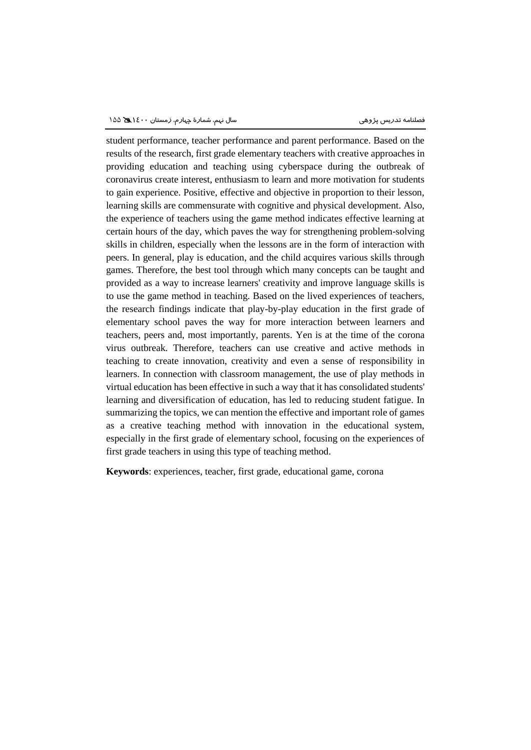student performance, teacher performance and parent performance. Based on the results of the research, first grade elementary teachers with creative approaches in providing education and teaching using cyberspace during the outbreak of coronavirus create interest, enthusiasm to learn and more motivation for students to gain experience. Positive, effective and objective in proportion to their lesson, learning skills are commensurate with cognitive and physical development. Also, the experience of teachers using the game method indicates effective learning at certain hours of the day, which paves the way for strengthening problem-solving skills in children, especially when the lessons are in the form of interaction with peers. In general, play is education, and the child acquires various skills through games. Therefore, the best tool through which many concepts can be taught and provided as a way to increase learners' creativity and improve language skills is to use the game method in teaching. Based on the lived experiences of teachers, the research findings indicate that play-by-play education in the first grade of elementary school paves the way for more interaction between learners and teachers, peers and, most importantly, parents. Yen is at the time of the corona virus outbreak. Therefore, teachers can use creative and active methods in teaching to create innovation, creativity and even a sense of responsibility in learners. In connection with classroom management, the use of play methods in virtual education has been effective in such a way that it has consolidated students' learning and diversification of education, has led to reducing student fatigue. In summarizing the topics, we can mention the effective and important role of games as a creative teaching method with innovation in the educational system, especially in the first grade of elementary school, focusing on the experiences of first grade teachers in using this type of teaching method.

**Keywords**: experiences, teacher, first grade, educational game, corona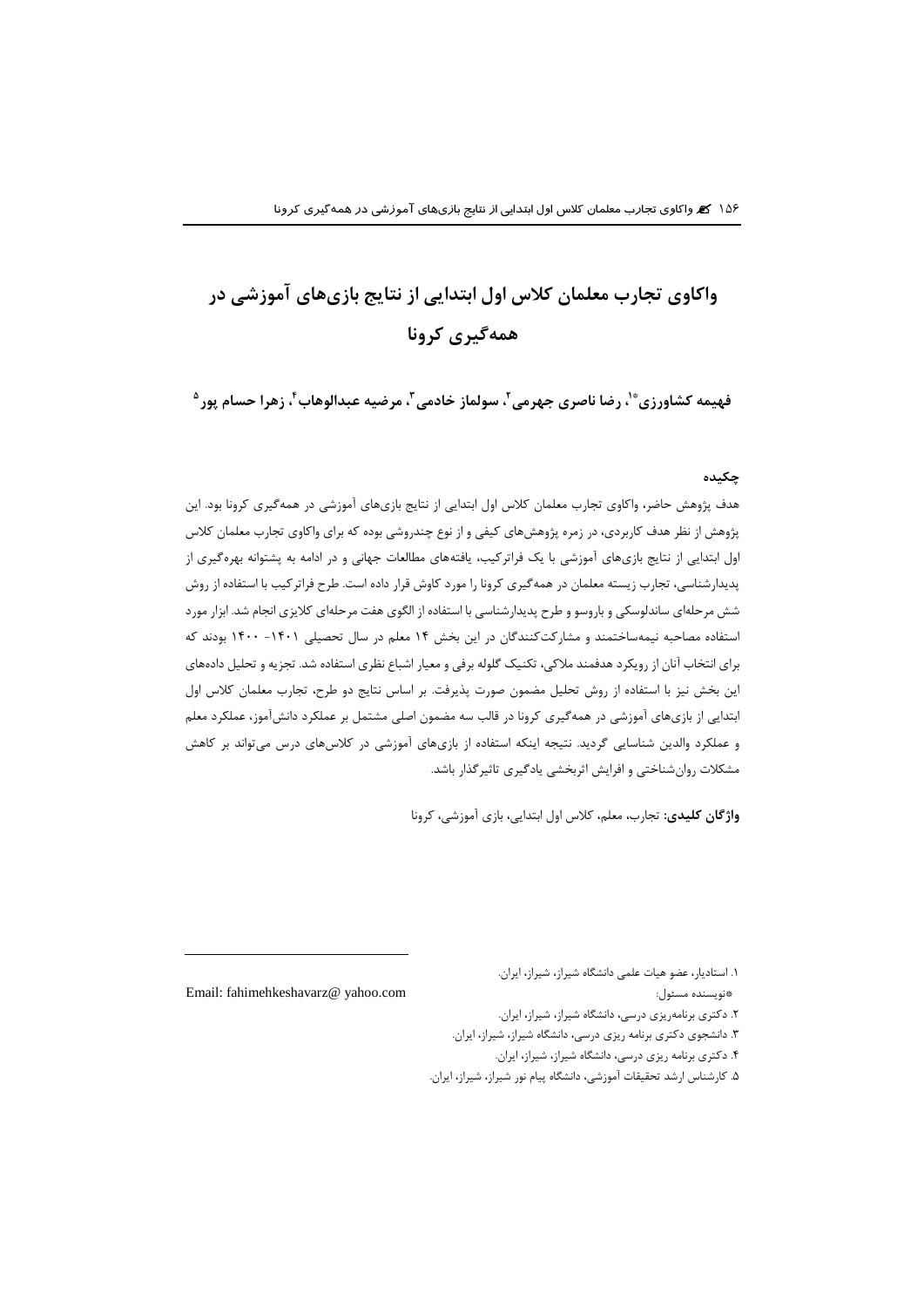# واکاوی تجارب معلمان کلاس اول ابتدایی از نتایج بازی‌های آموزشی در همه‌گیری کرونا

**فهیمه کشاورزی*[1]، رضا ناصری جهرمی[2]، سولماز خادمی[3]، مرضیه عبدالوهاب[4]، زهرا حسام پور[5]**

### چکیده

هدف پژوهش حاضر، واکاوی تجارب معلمان کلاس اول ابتدایی از نتایج بازی‌های آموزشی در همه‌گیری کرونا بود. این پژوهش از نظر هدف کاربردی، در زمره پژوهش‌های کیفی و از نوع چندروشی بوده که برای واکاوی تجارب معلمان کلاس اول ابتدایی از نتایج بازی‌های آموزشی با یک فراترکیب، یافته‌های مطالعات جهانی و در ادامه به پشتوانه بهره‌گیری از پدیدارشناسی، تجارب زیسته معلمان در همه‌گیری کرونا را مورد کاوش قرار داده است. طرح فراترکیب با استفاده از روش شش مرحله‌ای ساندلوسکی و باروسو و طرح پدیدارشناسی با استفاده از الگوی هفت مرحله‌ای کلایزی انجام شد. ابزار مورد استفاده مصاحبه نیمه‌ساختمند و مشارکت‌کنندگان در این بخش ۱۴ معلم در سال تحصیلی ۱۴۰۱- ۱۴۰۰ بودند که برای انتخاب آنان از رویکرد هدفمند ملاکی، تکنیک گلوله برفی و معیار اشباع نظری استفاده شد. تجزیه و تحلیل داده‌های این بخش نیز با استفاده از روش تحلیل مضمون صورت پذیرفت. بر اساس نتایج دو طرح، تجارب معلمان کلاس اول ابتدایی از بازی‌های آموزشی در همه‌گیری کرونا در قالب سه مضمون اصلی مشتمل بر عملکرد دانش‌آموز، عملکرد معلم و عملکرد والدین شناسایی گردید. نتیجه اینکه استفاده از بازی‌های آموزشی در کلاس‌های درس می‌تواند بر کاهش مشکلات روان‌شناختی و افزایش اثربخشی یادگیری تاثیرگذار باشد.

**واژگان کلیدی:** تجارب، معلم، کلاس اول ابتدایی، بازی آموزشی، کرونا

---

۱. استادیار، عضو هیات علمی دانشگاه شیراز، شیراز، ایران.

*نویسنده مسئول: Email: fahimehkeshavarz@ yahoo.com

۲. دکتری برنامه‌ریزی درسی، دانشگاه شیراز، شیراز، ایران.

۳. دانشجوی دکتری برنامه ریزی درسی، دانشگاه شیراز، شیراز، ایران.

۴. دکتری برنامه ریزی درسی، دانشگاه شیراز، شیراز، ایران.

۵. کارشناس ارشد تحقیقات آموزشی، دانشگاه پیام نور شیراز، شیراز، ایران.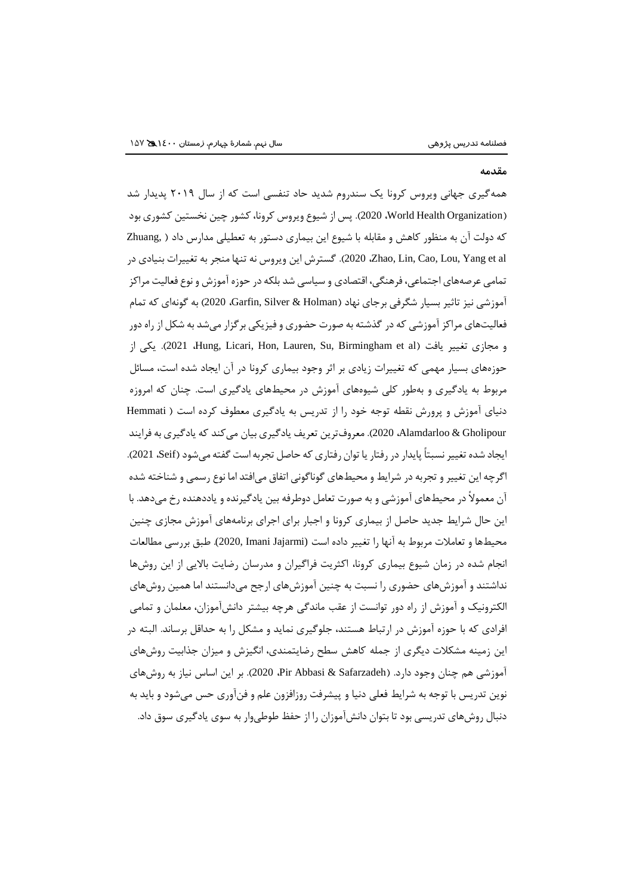## مقدمه

همه‌گیری جهانی ویروس کرونا یک سندروم شدید حاد تنفسی است که از سال ۲۰۱۹ پدیدار شد (World Health Organization، 2020). پس از شیوع ویروس کرونا، کشور چین نخستین کشوری بود که دولت آن به منظور کاهش و مقابله با شیوع این بیماری دستور به تعطیلی مدارس داد (Zhuang, Zhao, Lin, Cao, Lou, Yang et al، 2020). گسترش این ویروس نه تنها منجر به تغییرات بنیادی در تمامی عرصه‌های اجتماعی، فرهنگی، اقتصادی و سیاسی شد بلکه در حوزه آموزش و نوع فعالیت مراکز آموزشی نیز تاثیر بسیار شگرفی برجای نهاد (Garfin, Silver & Holman، 2020) به گونه‌ای که تمام فعالیت‌های مراکز آموزشی که در گذشته به صورت حضوری و فیزیکی برگزار می‌شد به شکل از راه دور و مجازی تغییر یافت (Hung, Licari, Hon, Lauren, Su, Birmingham et al، 2021). یکی از حوزه‌های بسیار مهمی که تغییرات زیادی بر اثر وجود بیماری کرونا در آن ایجاد شده است، مسائل مربوط به یادگیری و به‌طور کلی شیوه‌های آموزش در محیط‌های یادگیری است. چنان که امروزه دنیای آموزش و پرورش نقطه توجه خود را از تدریس به یادگیری معطوف کرده است (Hemmati Alamdarloo & Gholipour، 2020). معروف‌ترین تعریف یادگیری بیان می‌کند که یادگیری به فرایند ایجاد شده تغییر نسبتاً پایدار در رفتار یا توان رفتاری که حاصل تجربه است گفته می‌شود (Seif، 2021). اگرچه این تغییر و تجربه در شرایط و محیط‌های گوناگونی اتفاق می‌افتد اما نوع رسمی و شناخته شده آن معمولاً در محیط‌های آموزشی و به صورت تعامل دوطرفه بین یادگیرنده و یاددهنده رخ می‌دهد. با این حال شرایط جدید حاصل از بیماری کرونا و اجبار برای اجرای برنامه‌های آموزش مجازی چنین محیط‌ها و تعاملات مربوط به آنها را تغییر داده است (Imani Jajarmi ,2020). طبق بررسی مطالعات انجام شده در زمان شیوع بیماری کرونا، اکثریت فراگیران و مدرسان رضایت بالایی از این روش‌ها نداشتند و آموزش‌های حضوری را نسبت به چنین آموزش‌های ارجح می‌دانستند اما همین روش‌های الکترونیک و آموزش از راه دور توانست از عقب ماندگی هرچه بیشتر دانش‌آموزان، معلمان و تمامی افرادی که با حوزه آموزش در ارتباط هستند، جلوگیری نماید و مشکل را به حداقل برساند. البته در این زمینه مشکلات دیگری از جمله کاهش سطح رضایتمندی، انگیزش و میزان جذابیت روش‌های آموزشی هم چنان وجود دارد. (Pir Abbasi & Safarzadeh، 2020). بر این اساس نیاز به روش‌های نوین تدریس با توجه به شرایط فعلی دنیا و پیشرفت روزافزون علم و فن‌آوری حس می‌شود و باید به دنبال روش‌های تدریسی بود تا بتوان دانش‌آموزان را از حفظ طوطی‌وار به سوی یادگیری سوق داد.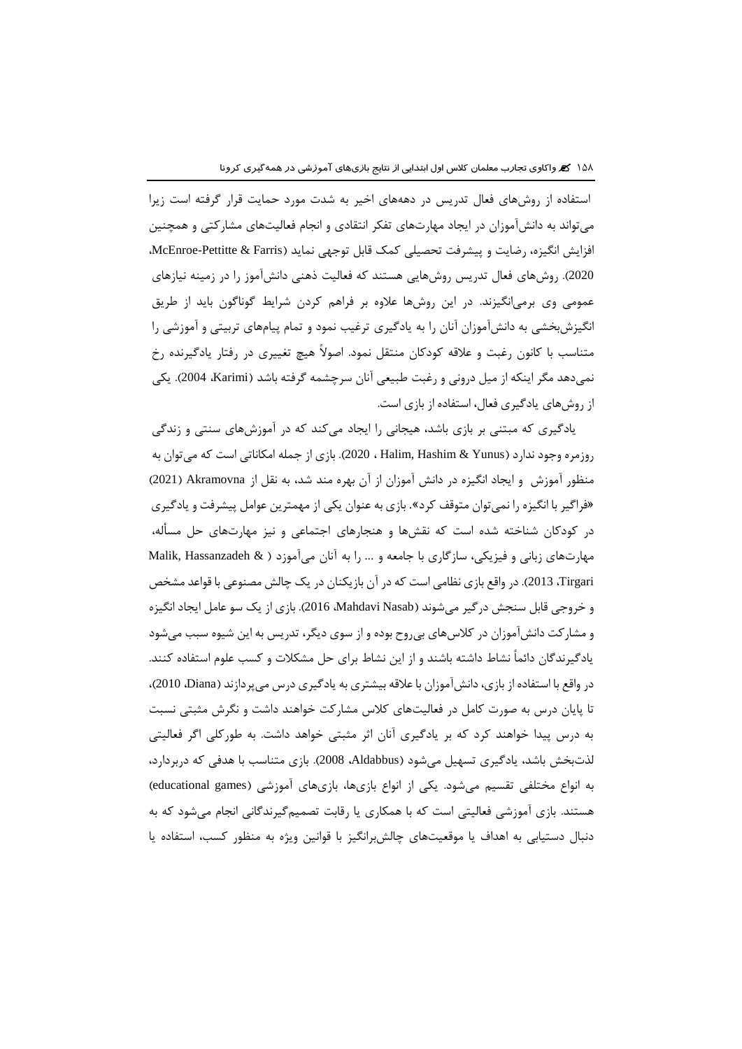استفاده از روش‌های فعال تدریس در دهه‌های اخیر به شدت مورد حمایت قرار گرفته است زیرا می‌تواند به دانش‌آموزان در ایجاد مهارت‌های تفکر انتقادی و انجام فعالیت‌های مشارکتی و همچنین افزایش انگیزه، رضایت و پیشرفت تحصیلی کمک قابل توجهی نماید (McEnroe-Pettitte & Farris، 2020). روش‌های فعال تدریس روش‌هایی هستند که فعالیت ذهنی دانش‌آموز را در زمینه نیازهای عمومی وی برمی‌انگیزند. در این روش‌ها علاوه بر فراهم کردن شرایط گوناگون باید از طریق انگیزش‌بخشی به دانش‌آموزان آنان را به یادگیری ترغیب نمود و تمام پیام‌های تربیتی و آموزشی را متناسب با کانون رغبت و علاقه کودکان منتقل نمود. اصولاً هیچ تغییری در رفتار یادگیرنده رخ نمی‌دهد مگر اینکه از میل درونی و رغبت طبیعی آنان سرچشمه گرفته باشد (Karimi، 2004). یکی از روش‌های یادگیری فعال، استفاده از بازی است.

یادگیری که مبتنی بر بازی باشد، هیجانی را ایجاد می‌کند که در آموزش‌های سنتی و زندگی روزمره وجود ندارد (Halim, Hashim & Yunus ، 2020). بازی از جمله امکاناتی است که می‌توان به منظور آموزش و ایجاد انگیزه در دانش آموزان از آن بهره مند شد، به نقل از Akramovna (2021) «فراگیر با انگیزه را نمی‌توان متوقف کرد». بازی به عنوان یکی از مهمترین عوامل پیشرفت و یادگیری در کودکان شناخته شده است که نقش‌ها و هنجارهای اجتماعی و نیز مهارت‌های حل مسأله، مهارت‌های زبانی و فیزیکی، سازگاری با جامعه و ... را به آنان می‌آموزد ( Malik, Hassanzadeh & Tirgari، 2013). در واقع بازی نظامی است که در آن بازیکنان در یک چالش مصنوعی با قواعد مشخص و خروجی قابل سنجش درگیر می‌شوند (Mahdavi Nasab، 2016). بازی از یک سو عامل ایجاد انگیزه و مشارکت دانش‌آموزان در کلاس‌های بی‌روح بوده و از سوی دیگر، تدریس به این شیوه سبب می‌شود یادگیرندگان دائماً نشاط داشته باشند و از این نشاط برای حل مشکلات و کسب علوم استفاده کنند. در واقع با استفاده از بازی، دانش‌آموزان با علاقه بیشتری به یادگیری درس می‌پردازند (Diana، 2010)، تا پایان درس به صورت کامل در فعالیت‌های کلاس مشارکت خواهند داشت و نگرش مثبتی نسبت به درس پیدا خواهند کرد که بر یادگیری آنان اثر مثبتی خواهد داشت. به طورکلی اگر فعالیتی لذت‌بخش باشد، یادگیری تسهیل می‌شود (Aldabbus، 2008). بازی متناسب با هدفی که دربردارد، به انواع مختلفی تقسیم می‌شود. یکی از انواع بازی‌ها، بازی‌های آموزشی (educational games) هستند. بازی آموزشی فعالیتی است که با همکاری یا رقابت تصمیم‌گیرندگانی انجام می‌شود که به دنبال دستیابی به اهداف یا موقعیت‌های چالش‌برانگیز با قوانین ویژه به منظور کسب، استفاده یا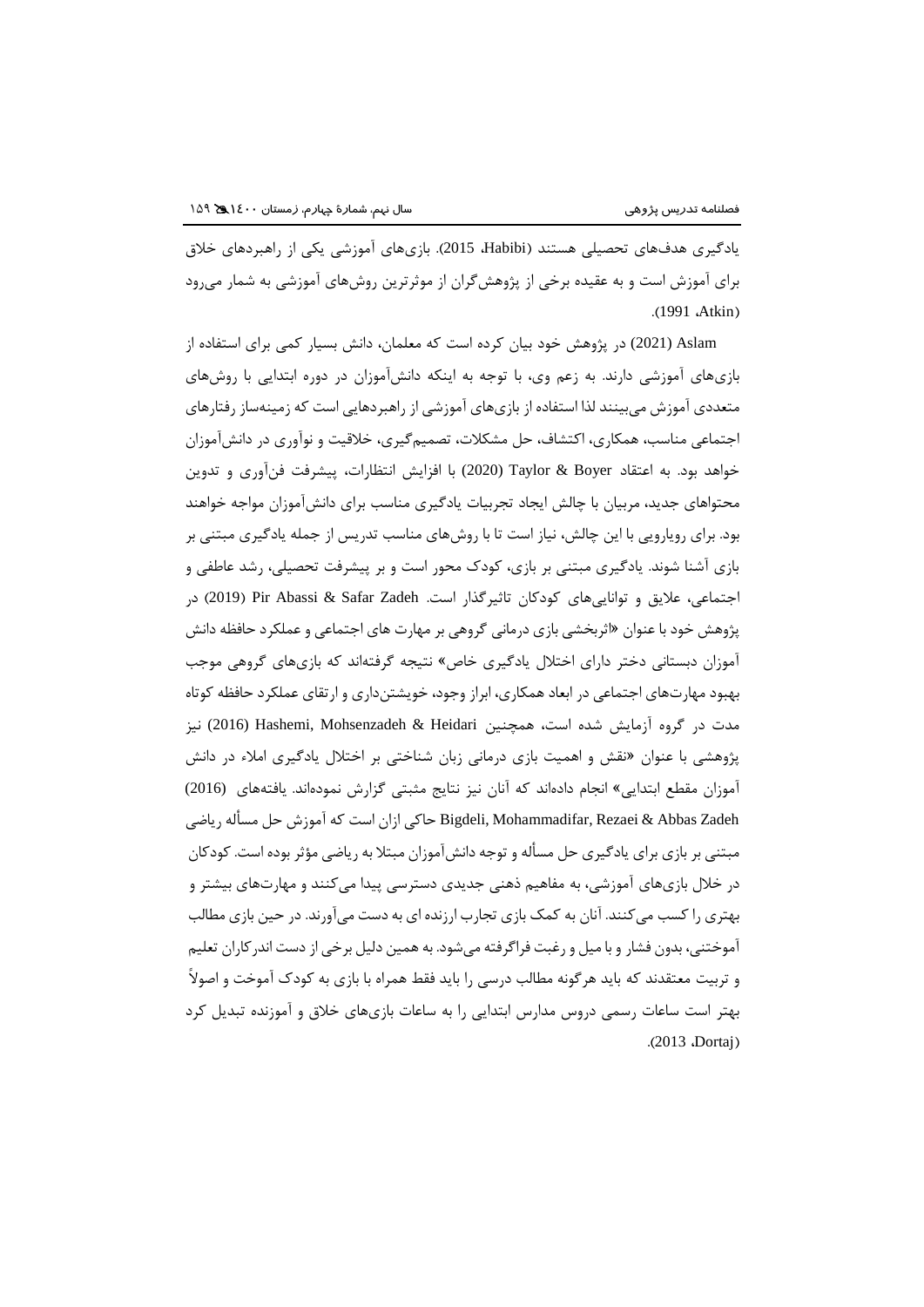یادگیری هدف‌های تحصیلی هستند (Habibi، 2015). بازی‌های آموزشی یکی از راهبردهای خلاق برای آموزش است و به عقیده برخی از پژوهش‌گران از موثرترین روش‌های آموزشی به شمار می‌رود (Atkin، 1991).

Aslam (2021) در پژوهش خود بیان کرده است که معلمان، دانش بسیار کمی برای استفاده از بازی‌های آموزشی دارند. به زعم وی، با توجه به اینکه دانش‌آموزان در دوره ابتدایی با روش‌های متعددی آموزش می‌بینند لذا استفاده از بازی‌های آموزشی از راهبردهایی است که زمینه‌ساز رفتارهای اجتماعی مناسب، همکاری، اکتشاف، حل مشکلات، تصمیم‌گیری، خلاقیت و نوآوری در دانش‌آموزان خواهد بود. به اعتقاد Taylor & Boyer (2020) با افزایش انتظارات، پیشرفت فن‌آوری و تدوین محتواهای جدید، مربیان با چالش ایجاد تجربیات یادگیری مناسب برای دانش‌آموزان مواجه خواهند بود. برای رویارویی با این چالش، نیاز است تا با روش‌های مناسب تدریس از جمله یادگیری مبتنی بر بازی آشنا شوند. یادگیری مبتنی بر بازی، کودک محور است و بر پیشرفت تحصیلی، رشد عاطفی و اجتماعی، علایق و توانایی‌های کودکان تاثیرگذار است. Pir Abassi & Safar Zadeh (2019) در پژوهش خود با عنوان «اثربخشی بازی درمانی گروهی بر مهارت های اجتماعی و عملکرد حافظه دانش آموزان دبستانی دختر دارای اختلال یادگیری خاص» نتیجه گرفته‌اند که بازی‌های گروهی موجب بهبود مهارت‌های اجتماعی در ابعاد همکاری، ابراز وجود، خویشتن‌داری و ارتقای عملکرد حافظه کوتاه مدت در گروه آزمایش شده است، همچنین Hashemi, Mohsenzadeh & Heidari (2016) نیز پژوهشی با عنوان «نقش و اهمیت بازی درمانی زبان شناختی بر اختلال یادگیری املاء در دانش آموزان مقطع ابتدایی» انجام داده‌اند که آنان نیز نتایج مثبتی گزارش نموده‌اند. یافته‌های (2016) Bigdeli, Mohammadifar, Rezaei & Abbas Zadeh حاکی ازان است که آموزش حل مسأله ریاضی مبتنی بر بازی برای یادگیری حل مسأله و توجه دانش‌آموزان مبتلا به ریاضی مؤثر بوده است. کودکان در خلال بازی‌های آموزشی، به مفاهیم ذهنی جدیدی دسترسی پیدا می‌کنند و مهارت‌های بیشتر و بهتری را کسب می‌کنند. آنان به کمک بازی تجارب ارزنده ای به دست می‌آورند. در حین بازی مطالب آموختنی، بدون فشار و با میل و رغبت فراگرفته می‌شود. به همین دلیل برخی از دست اندرکاران تعلیم و تربیت معتقدند که باید هرگونه مطالب درسی را باید فقط همراه با بازی به کودک آموخت و اصولاً بهتر است ساعات رسمی دروس مدارس ابتدایی را به ساعات بازی‌های خلاق و آموزنده تبدیل کرد (Dortaj، 2013).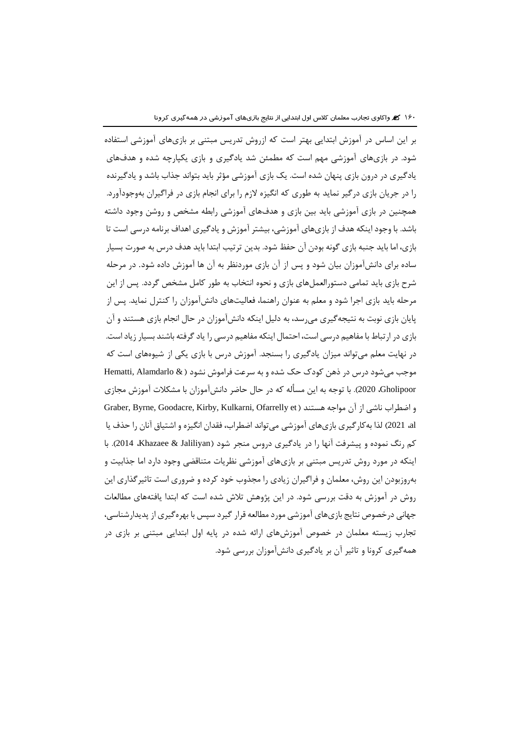بر این اساس در آموزش ابتدایی بهتر است که ازروش تدریس مبتنی بر بازی‌های آموزشی استفاده شود. در بازی‌های آموزشی مهم است که مطمئن شد یادگیری و بازی یکپارچه شده و هدف‌های یادگیری در درون بازی پنهان شده است. یک بازی آموزشی مؤثر باید بتواند جذاب باشد و یادگیرنده را در جریان بازی درگیر نماید به طوری که انگیزه لازم را برای انجام بازی در فراگیران به‌وجودآورد. همچنین در بازی آموزشی باید بین بازی و هدف‌های آموزشی رابطه مشخص و روشن وجود داشته باشد. با وجود اینکه هدف از بازی‌های آموزشی، بیشتر آموزش و یادگیری اهداف برنامه درسی است تا بازی، اما باید جنبه بازی گونه بودن آن حفظ شود. بدین ترتیب ابتدا باید هدف درس به صورت بسیار ساده برای دانش‌آموزان بیان شود و پس از آن بازی موردنظر به آن ها آموزش داده شود. در مرحله شرح بازی باید تمامی دستورالعمل‌های بازی و نحوه انتخاب به طور کامل مشخص گردد. پس از این مرحله باید بازی اجرا شود و معلم به عنوان راهنما، فعالیت‌های دانش‌آموزان را کنترل نماید. پس از پایان بازی نوبت به نتیجه‌گیری می‌رسد، به دلیل اینکه دانش‌آموزان در حال انجام بازی هستند و آن بازی در ارتباط با مفاهیم درسی است، احتمال اینکه مفاهیم درسی را یاد گرفته باشند بسیار زیاد است. در نهایت معلم می‌تواند میزان یادگیری را بسنجد. آموزش درس با بازی یکی از شیوه‌های است که موجب می‌شود درس در ذهن کودک حک شده و به سرعت فراموش نشود (Hematti, Alamdarlo & Gholipoor، 2020). با توجه به این مسأله که در حال حاضر دانش‌آموزان با مشکلات آموزش مجازی و اضطراب ناشی از آن مواجه هستند (Graber, Byrne, Goodacre, Kirby, Kulkarni, Ofarrelly et al، 2021) لذا به‌کارگیری بازی‌های آموزشی می‌تواند اضطراب، فقدان انگیزه و اشتیاق آنان را حذف یا کم رنگ نموده و پیشرفت آنها را در یادگیری دروس منجر شود (Khazaee & Jaliliyan، 2014). با اینکه در مورد روش تدریس مبتنی بر بازی‌های آموزشی نظریات متناقضی وجود دارد اما جذابیت و به‌روزبودن این روش، معلمان و فراگیران زیادی را مجذوب خود کرده و ضروری است تاثیرگذاری این روش در آموزش به دقت بررسی شود. در این پژوهش تلاش شده است که ابتدا یافته‌های مطالعات جهانی درخصوص نتایج بازی‌های آموزشی مورد مطالعه قرار گیرد سپس با بهره‌گیری از پدیدارشناسی، تجارب زیسته معلمان در خصوص آموزش‌های ارائه شده در پایه اول ابتدایی مبتنی بر بازی در همه‌گیری کرونا و تاثیر آن بر یادگیری دانش‌آموزان بررسی شود.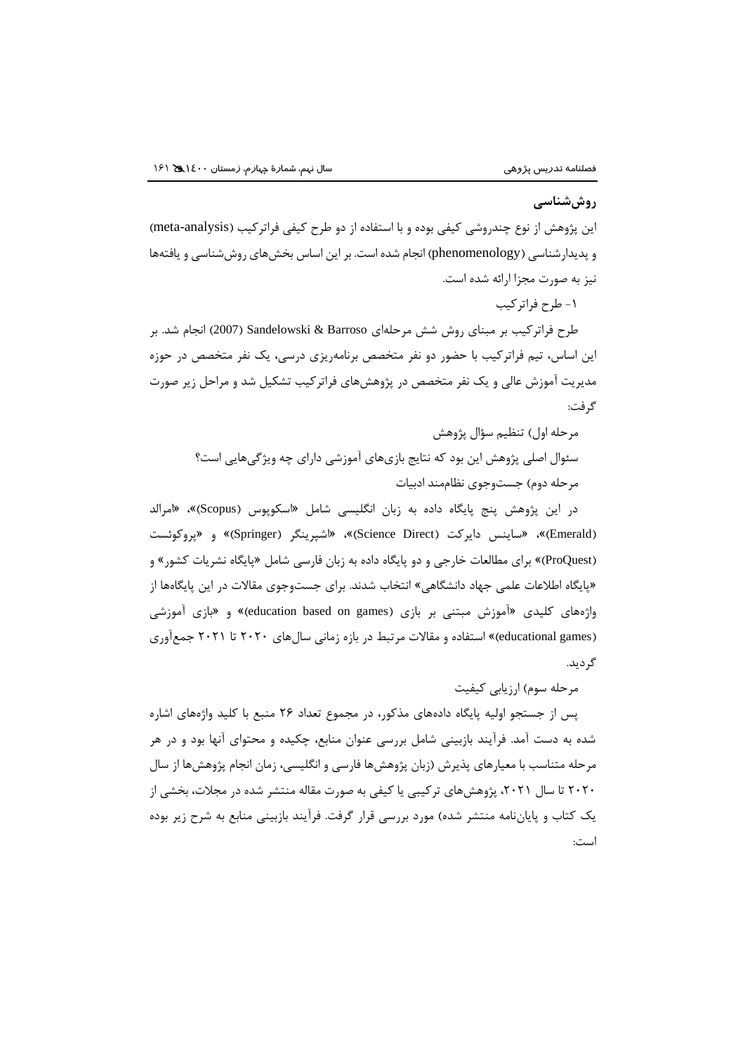## روش‌شناسی

این پژوهش از نوع چندروشی کیفی بوده و با استفاده از دو طرح کیفی فراترکیب (meta-analysis) و پدیدارشناسی (phenomenology) انجام شده است. بر این اساس بخش‌های روش‌شناسی و یافته‌ها نیز به صورت مجزا ارائه شده است.

۱- طرح فراترکیب

طرح فراترکیب بر مبنای روش شش مرحله‌ای Sandelowski & Barroso (2007) انجام شد. بر این اساس، تیم فراترکیب با حضور دو نفر متخصص برنامه‌ریزی درسی، یک نفر متخصص در حوزه مدیریت آموزش عالی و یک نفر متخصص در پژوهش‌های فراترکیب تشکیل شد و مراحل زیر صورت گرفت:

مرحله اول) تنظیم سؤال پژوهش

سئوال اصلی پژوهش این بود که نتایج بازی‌های آموزشی دارای چه ویژگی‌هایی است؟

مرحله دوم) جست‌وجوی نظام‌مند ادبیات

در این پژوهش پنج پایگاه داده به زبان انگلیسی شامل «اسکوپوس (Scopus)»، «امرالد (Emerald)»، «ساینس دایرکت (Science Direct)»، «اشپرینگر (Springer)» و «پروکوئست (ProQuest)» برای مطالعات خارجی و دو پایگاه داده به زبان فارسی شامل «پایگاه نشریات کشور» و «پایگاه اطلاعات علمی جهاد دانشگاهی» انتخاب شدند. برای جست‌وجوی مقالات در این پایگاه‌ها از واژه‌های کلیدی «آموزش مبتنی بر بازی (education based on games)» و «بازی آموزشی (educational games)» استفاده و مقالات مرتبط در بازه زمانی سال‌های ۲۰۲۰ تا ۲۰۲۱ جمع‌آوری گردید.

مرحله سوم) ارزیابی کیفیت

پس از جستجو اولیه پایگاه داده‌های مذکور، در مجموع تعداد ۲۶ منبع با کلید واژه‌های اشاره شده به دست آمد. فرآیند بازبینی شامل بررسی عنوان منابع، چکیده و محتوای آنها بود و در هر مرحله متناسب با معیارهای پذیرش (زبان پژوهش‌ها فارسی و انگلیسی، زمان انجام پژوهش‌ها از سال ۲۰۲۰ تا سال ۲۰۲۱، پژوهش‌های ترکیبی یا کیفی به صورت مقاله منتشر شده در مجلات، بخشی از یک کتاب و پایان‌نامه منتشر شده) مورد بررسی قرار گرفت. فرآیند بازبینی منابع به شرح زیر بوده است: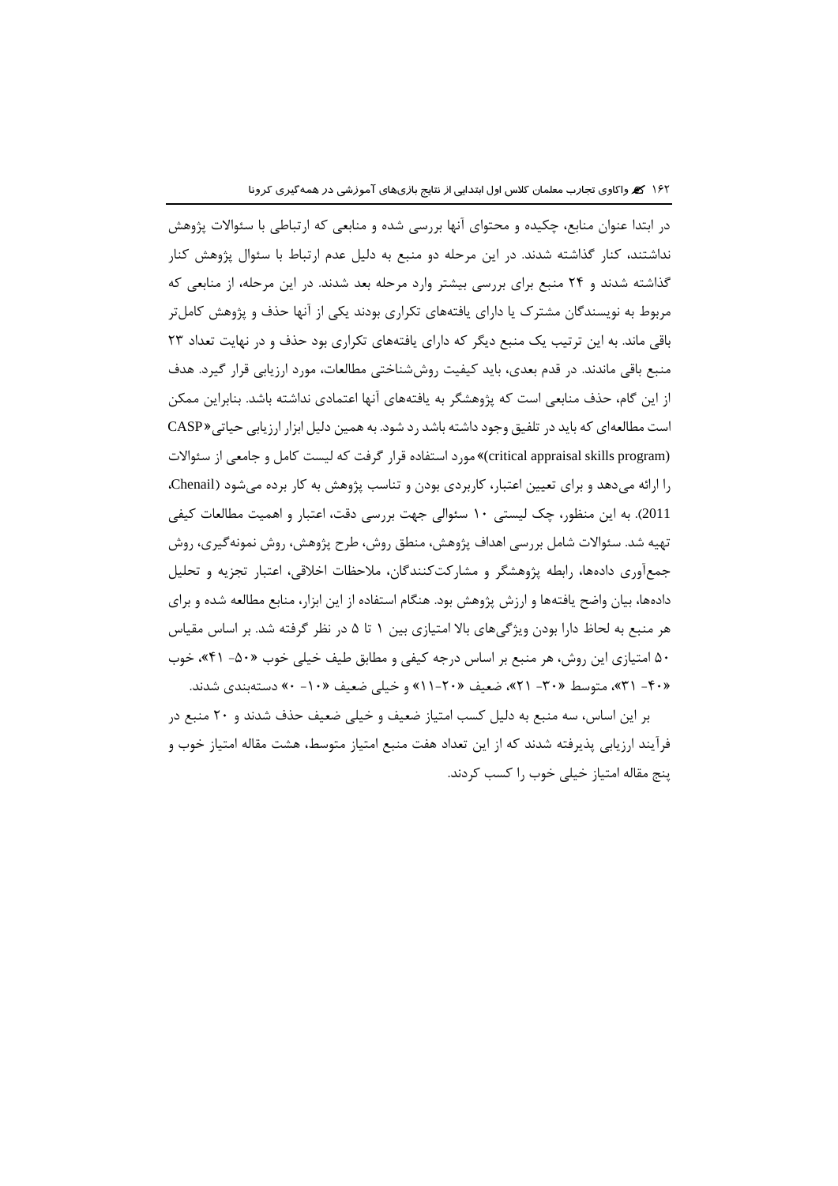در ابتدا عنوان منابع، چکیده و محتوای آنها بررسی شده و منابعی که ارتباطی با سئوالات پژوهش نداشتند، کنار گذاشته شدند. در این مرحله دو منبع به دلیل عدم ارتباط با سئوال پژوهش کنار گذاشته شدند و ۲۴ منبع برای بررسی بیشتر وارد مرحله بعد شدند. در این مرحله، از منابعی که مربوط به نویسندگان مشترک یا دارای یافته‌های تکراری بودند یکی از آنها حذف و پژوهش کامل‌تر باقی ماند. به این ترتیب یک منبع دیگر که دارای یافته‌های تکراری بود حذف و در نهایت تعداد ۲۳ منبع باقی ماندند. در قدم بعدی، باید کیفیت روش‌شناختی مطالعات، مورد ارزیابی قرار گیرد. هدف از این گام، حذف منابعی است که پژوهشگر به یافته‌های آنها اعتمادی نداشته باشد. بنابراین ممکن است مطالعه‌ای که باید در تلفیق وجود داشته باشد رد شود. به همین دلیل ابزار ارزیابی حیاتی«CASP (critical appraisal skills program)» مورد استفاده قرار گرفت که لیست کامل و جامعی از سئوالات را ارائه می‌دهد و برای تعیین اعتبار، کاربردی بودن و تناسب پژوهش به کار برده می‌شود (Chenail، 2011). به این منظور، چک لیستی ۱۰ سئوالی جهت بررسی دقت، اعتبار و اهمیت مطالعات کیفی تهیه شد. سئوالات شامل بررسی اهداف پژوهش، منطق روش، طرح پژوهش، روش نمونه‌گیری، روش جمع‌آوری داده‌ها، رابطه پژوهشگر و مشارکت‌کنندگان، ملاحظات اخلاقی، اعتبار تجزیه و تحلیل داده‌ها، بیان واضح یافته‌ها و ارزش پژوهش بود. هنگام استفاده از این ابزار، منابع مطالعه شده و برای هر منبع به لحاظ دارا بودن ویژگی‌های بالا امتیازی بین ۱ تا ۵ در نظر گرفته شد. بر اساس مقیاس ۵۰ امتیازی این روش، هر منبع بر اساس درجه کیفی و مطابق طیف خیلی خوب «۵۰- ۴۱»، خوب «۴۰- ۳۱»، متوسط «۳۰- ۲۱»، ضعیف «۲۰-۱۱» و خیلی ضعیف «۱۰- ۰» دسته‌بندی شدند.

بر این اساس، سه منبع به دلیل کسب امتیاز ضعیف و خیلی ضعیف حذف شدند و ۲۰ منبع در فرآیند ارزیابی پذیرفته شدند که از این تعداد هفت منبع امتیاز متوسط، هشت مقاله امتیاز خوب و پنج مقاله امتیاز خیلی خوب را کسب کردند.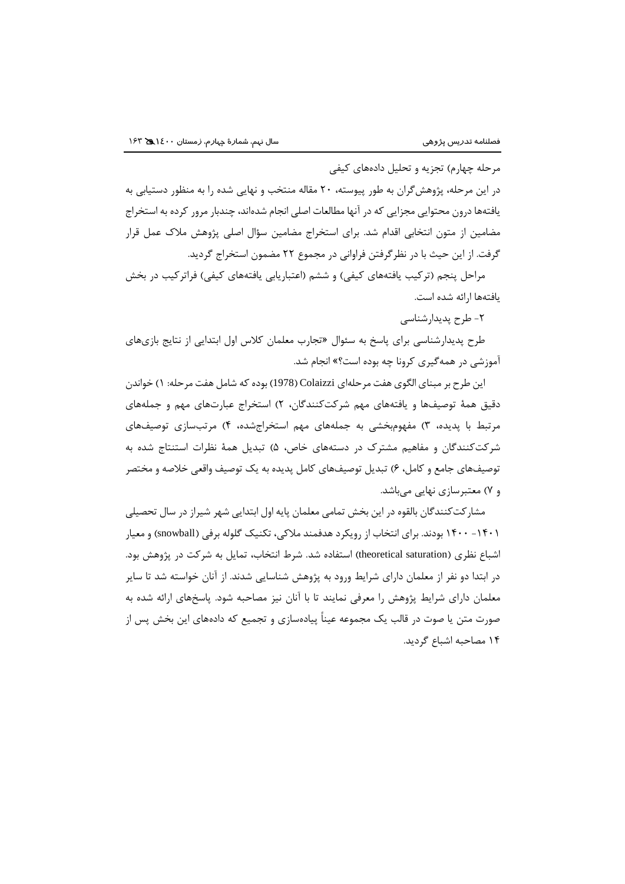مرحله چهارم) تجزیه و تحلیل داده‌های کیفی

در این مرحله، پژوهش‌گران به طور پیوسته، ۲۰ مقاله منتخب و نهایی شده را به منظور دستیابی به یافته‌ها درون محتوایی مجزایی که در آنها مطالعات اصلی انجام شده‌اند، چندبار مرور کرده به استخراج مضامین از متون انتخابی اقدام شد. برای استخراج مضامین سؤال اصلی پژوهش ملاک عمل قرار گرفت. از این حیث با در نظرگرفتن فراوانی در مجموع ۲۲ مضمون استخراج گردید.

مراحل پنجم (ترکیب یافته‌های کیفی) و ششم (اعتباریابی یافته‌های کیفی) فراترکیب در بخش یافته‌ها ارائه شده است.

۲- طرح پدیدارشناسی

طرح پدیدارشناسی برای پاسخ به سئوال «تجارب معلمان کلاس اول ابتدایی از نتایج بازی‌های آموزشی در همه‌گیری کرونا چه بوده است؟» انجام شد.

این طرح بر مبنای الگوی هفت مرحله‌ای Colaizzi (1978) بوده که شامل هفت مرحله: ۱) خواندن دقیق همهٔ توصیف‌ها و یافته‌های مهم شرکت‌کنندگان، ۲) استخراج عبارت‌های مهم و جمله‌های مرتبط با پدیده، ۳) مفهوم‌بخشی به جمله‌های مهم استخراج‌شده، ۴) مرتب‌سازی توصیف‌های شرکت‌کنندگان و مفاهیم مشترک در دسته‌های خاص، ۵) تبدیل همهٔ نظرات استنتاج شده به توصیف‌های جامع و کامل، ۶) تبدیل توصیف‌های کامل پدیده به یک توصیف واقعی خلاصه و مختصر و ۷) معتبرسازی نهایی می‌باشد.

مشارکت‌کنندگان بالقوه در این بخش تمامی معلمان پایه اول ابتدایی شهر شیراز در سال تحصیلی ۱۴۰۱- ۱۴۰۰ بودند. برای انتخاب از رویکرد هدفمند ملاکی، تکنیک گلوله برفی (snowball) و معیار اشباع نظری (theoretical saturation) استفاده شد. شرط انتخاب، تمایل به شرکت در پژوهش بود. در ابتدا دو نفر از معلمان دارای شرایط ورود به پژوهش شناسایی شدند. از آنان خواسته شد تا سایر معلمان دارای شرایط پژوهش را معرفی نمایند تا با آنان نیز مصاحبه شود. پاسخ‌های ارائه شده به صورت متن یا صوت در قالب یک مجموعه عیناً پیاده‌سازی و تجمیع که داده‌های این بخش پس از ۱۴ مصاحبه اشباع گردید.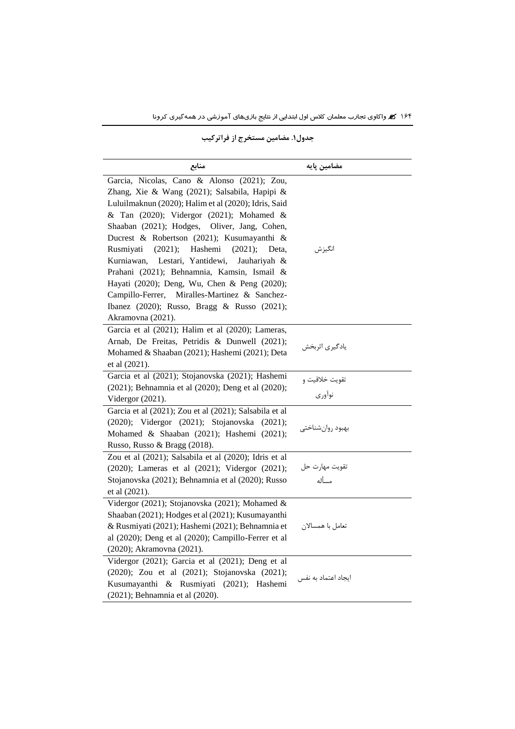**جدول۱. مضامین مستخرج از فراترکیب**

| مضامین پایه | منابع |
| --- | --- |
| انگیزش | Garcia, Nicolas, Cano & Alonso (2021); Zou, Zhang, Xie & Wang (2021); Salsabila, Hapipi & Luluilmaknun (2020); Halim et al (2020); Idris, Said & Tan (2020); Vidergor (2021); Mohamed & Shaaban (2021); Hodges, Oliver, Jang, Cohen, Ducrest & Robertson (2021); Kusumayanthi & Rusmiyati (2021); Hashemi (2021); Deta, Kurniawan, Lestari, Yantidewi, Jauhariyah & Prahani (2021); Behnamnia, Kamsin, Ismail & Hayati (2020); Deng, Wu, Chen & Peng (2020); Campillo-Ferrer, Miralles-Martinez & Sanchez-Ibanez (2020); Russo, Bragg & Russo (2021); Akramovna (2021). |
| یادگیری اثربخش | Garcia et al (2021); Halim et al (2020); Lameras, Arnab, De Freitas, Petridis & Dunwell (2021); Mohamed & Shaaban (2021); Hashemi (2021); Deta et al (2021). |
| تقویت خلاقیت و نوآوری | Garcia et al (2021); Stojanovska (2021); Hashemi (2021); Behnamnia et al (2020); Deng et al (2020); Vidergor (2021). |
| بهبود روان‌شناختی | Garcia et al (2021); Zou et al (2021); Salsabila et al (2020); Vidergor (2021); Stojanovska (2021); Mohamed & Shaaban (2021); Hashemi (2021); Russo, Russo & Bragg (2018). |
| تقویت مهارت حل مسأله | Zou et al (2021); Salsabila et al (2020); Idris et al (2020); Lameras et al (2021); Vidergor (2021); Stojanovska (2021); Behnamnia et al (2020); Russo et al (2021). |
| تعامل با همسالان | Vidergor (2021); Stojanovska (2021); Mohamed & Shaaban (2021); Hodges et al (2021); Kusumayanthi & Rusmiyati (2021); Hashemi (2021); Behnamnia et al (2020); Deng et al (2020); Campillo-Ferrer et al (2020); Akramovna (2021). |
| ایجاد اعتماد به نفس | Vidergor (2021); Garcia et al (2021); Deng et al (2020); Zou et al (2021); Stojanovska (2021); Kusumayanthi & Rusmiyati (2021); Hashemi (2021); Behnamnia et al (2020). |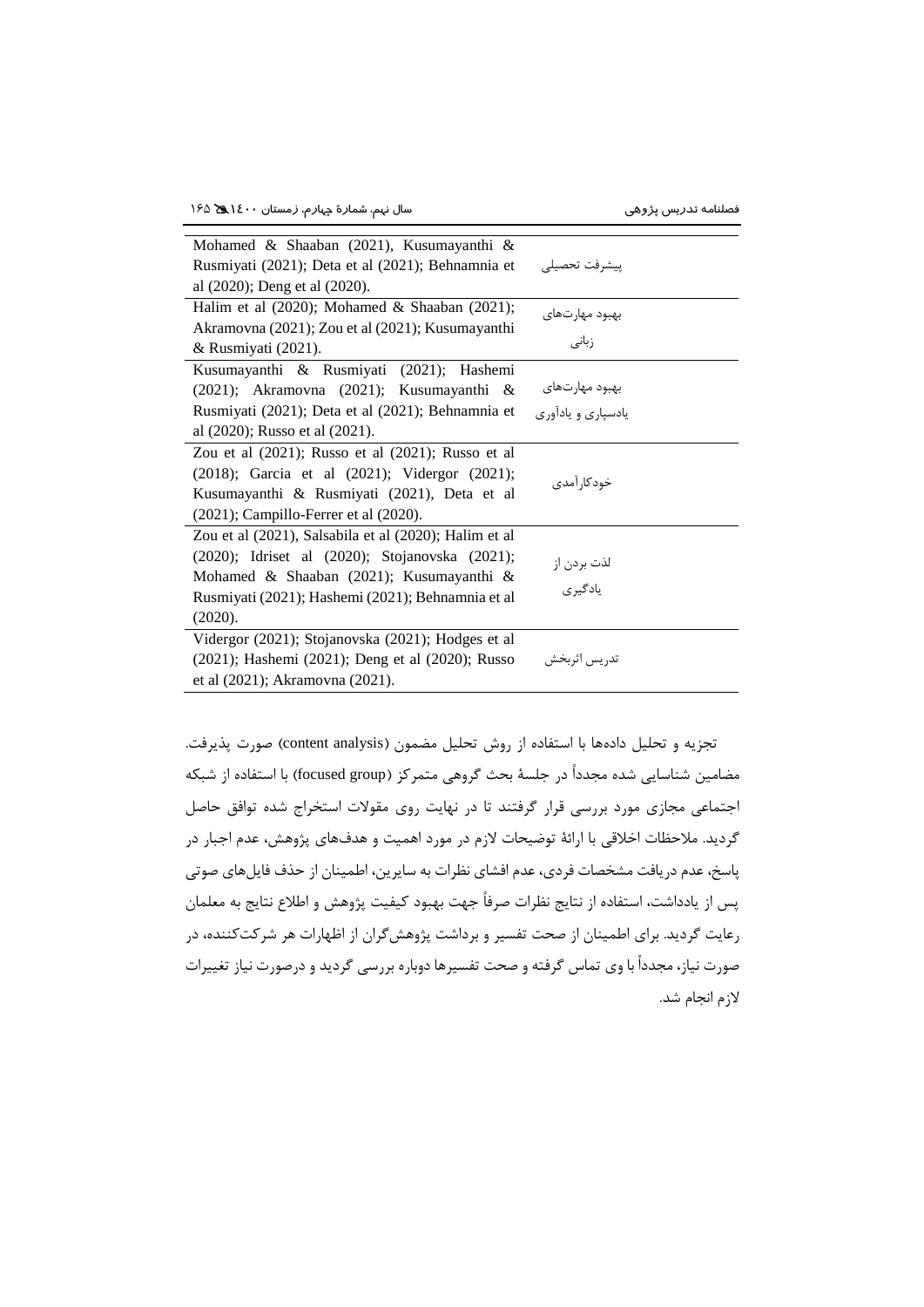| | |
|---|---|
| پیشرفت تحصیلی | Mohamed & Shaaban (2021), Kusumayanthi & Rusmiyati (2021); Deta et al (2021); Behnamnia et al (2020); Deng et al (2020). |
| بهبود مهارت‌های زبانی | Halim et al (2020); Mohamed & Shaaban (2021); Akramovna (2021); Zou et al (2021); Kusumayanthi & Rusmiyati (2021). |
| بهبود مهارت‌های یادسپاری و یادآوری | Kusumayanthi & Rusmiyati (2021); Hashemi (2021); Akramovna (2021); Kusumayanthi & Rusmiyati (2021); Deta et al (2021); Behnamnia et al (2020); Russo et al (2021). |
| خودکارآمدی | Zou et al (2021); Russo et al (2021); Russo et al (2018); Garcia et al (2021); Vidergor (2021); Kusumayanthi & Rusmiyati (2021), Deta et al (2021); Campillo-Ferrer et al (2020). |
| لذت بردن از یادگیری | Zou et al (2021), Salsabila et al (2020); Halim et al (2020); Idriset al (2020); Stojanovska (2021); Mohamed & Shaaban (2021); Kusumayanthi & Rusmiyati (2021); Hashemi (2021); Behnamnia et al (2020). |
| تدریس اثربخش | Vidergor (2021); Stojanovska (2021); Hodges et al (2021); Hashemi (2021); Deng et al (2020); Russo et al (2021); Akramovna (2021). |

تجزیه و تحلیل داده‌ها با استفاده از روش تحلیل مضمون (content analysis) صورت پذیرفت. مضامین شناسایی شده مجدداً در جلسهٔ بحث گروهی متمرکز (focused group) با استفاده از شبکه اجتماعی مجازی مورد بررسی قرار گرفتند تا در نهایت روی مقولات استخراج شده توافق حاصل گردید. ملاحظات اخلاقی با ارائهٔ توضیحات لازم در مورد اهمیت و هدف‌های پژوهش، عدم اجبار در پاسخ، عدم دریافت مشخصات فردی، عدم افشای نظرات به سایرین، اطمینان از حذف فایل‌های صوتی پس از یادداشت، استفاده از نتایج نظرات صرفاً جهت بهبود کیفیت پژوهش و اطلاع نتایج به معلمان رعایت گردید. برای اطمینان از صحت تفسیر و برداشت پژوهش‌گران از اظهارات هر شرکت‌کننده، در صورت نیاز، مجدداً با وی تماس گرفته و صحت تفسیرها دوباره بررسی گردید و درصورت نیاز تغییرات لازم انجام شد.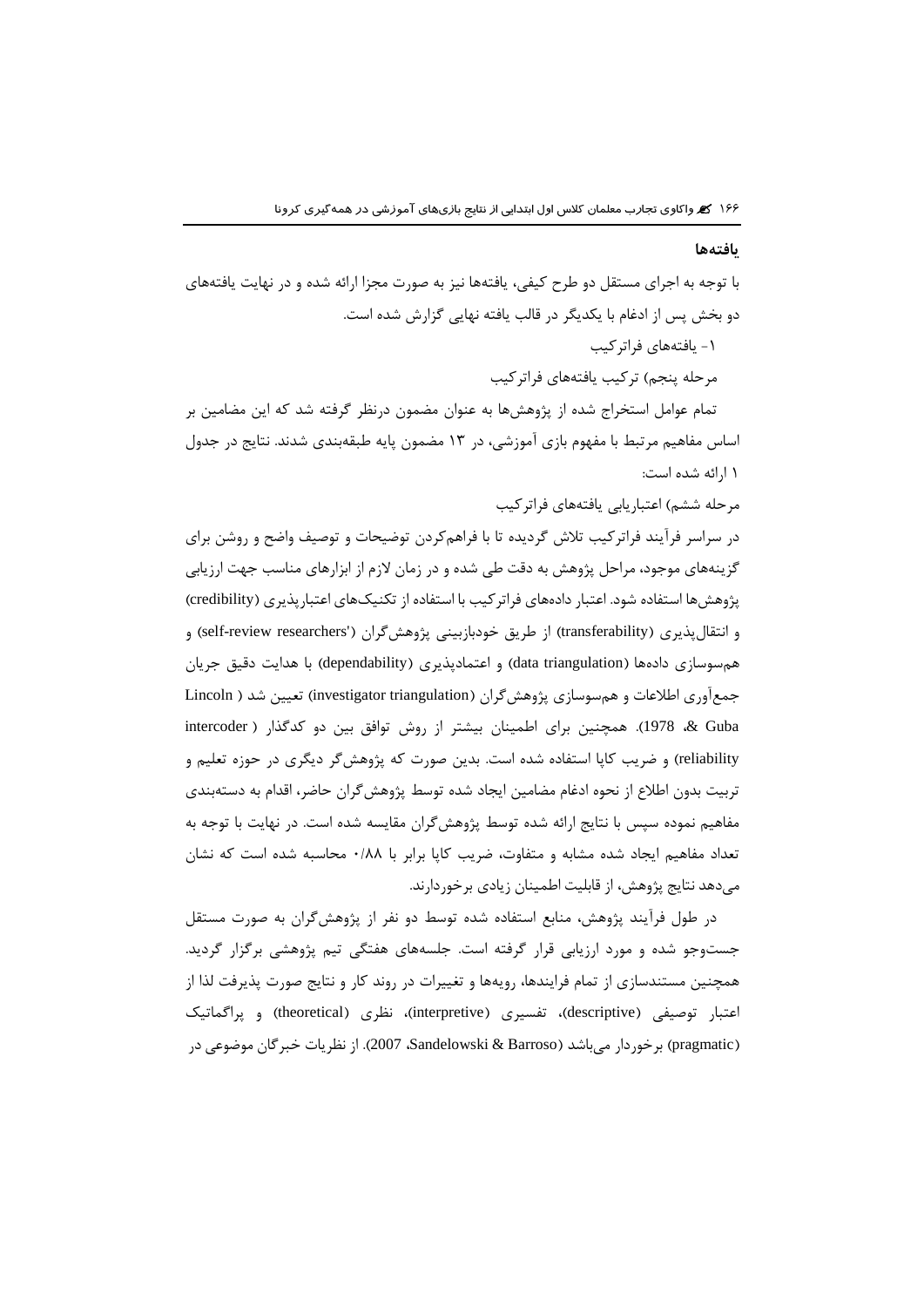## یافته‌ها

با توجه به اجرای مستقل دو طرح کیفی، یافته‌ها نیز به صورت مجزا ارائه شده و در نهایت یافته‌های دو بخش پس از ادغام با یکدیگر در قالب یافته نهایی گزارش شده است.

۱- یافته‌های فراترکیب

مرحله پنجم) ترکیب یافته‌های فراترکیب

تمام عوامل استخراج شده از پژوهش‌ها به عنوان مضمون درنظر گرفته شد که این مضامین بر اساس مفاهیم مرتبط با مفهوم بازی آموزشی، در ۱۳ مضمون پایه طبقه‌بندی شدند. نتایج در جدول ۱ ارائه شده است:

مرحله ششم) اعتباریابی یافته‌های فراترکیب

در سراسر فرآیند فراترکیب تلاش گردیده تا با فراهم‌کردن توضیحات و توصیف واضح و روشن برای گزینه‌های موجود، مراحل پژوهش به دقت طی شده و در زمان لازم از ابزارهای مناسب جهت ارزیابی پژوهش‌ها استفاده شود. اعتبار داده‌های فراترکیب با استفاده از تکنیک‌های اعتبارپذیری (credibility) و انتقال‌پذیری (transferability) از طریق خودبازبینی پژوهش‌گران (self-review researchers') و هم‌سوسازی داده‌ها (data triangulation) و اعتمادپذیری (dependability) با هدایت دقیق جریان جمع‌آوری اطلاعات و هم‌سوسازی پژوهش‌گران (investigator triangulation) تعیین شد (Lincoln & Guba، 1978). همچنین برای اطمینان بیشتر از روش توافق بین دو کدگذار (intercoder reliability) و ضریب کاپا استفاده شده است. بدین صورت که پژوهش‌گر دیگری در حوزه تعلیم و تربیت بدون اطلاع از نحوه ادغام مضامین ایجاد شده توسط پژوهش‌گران حاضر، اقدام به دسته‌بندی مفاهیم نموده سپس با نتایج ارائه شده توسط پژوهش‌گران مقایسه شده است. در نهایت با توجه به تعداد مفاهیم ایجاد شده مشابه و متفاوت، ضریب کاپا برابر با ۰/۸۸ محاسبه شده است که نشان می‌دهد نتایج پژوهش، از قابلیت اطمینان زیادی برخوردارند.

در طول فرآیند پژوهش، منابع استفاده شده توسط دو نفر از پژوهش‌گران به صورت مستقل جست‌وجو شده و مورد ارزیابی قرار گرفته است. جلسه‌های هفتگی تیم پژوهشی برگزار گردید. همچنین مستندسازی از تمام فرایندها، رویه‌ها و تغییرات در روند کار و نتایج صورت پذیرفت لذا از اعتبار توصیفی (descriptive)، تفسیری (interpretive)، نظری (theoretical) و پراگماتیک (pragmatic) برخوردار می‌باشد (Sandelowski & Barroso، 2007). از نظریات خبرگان موضوعی در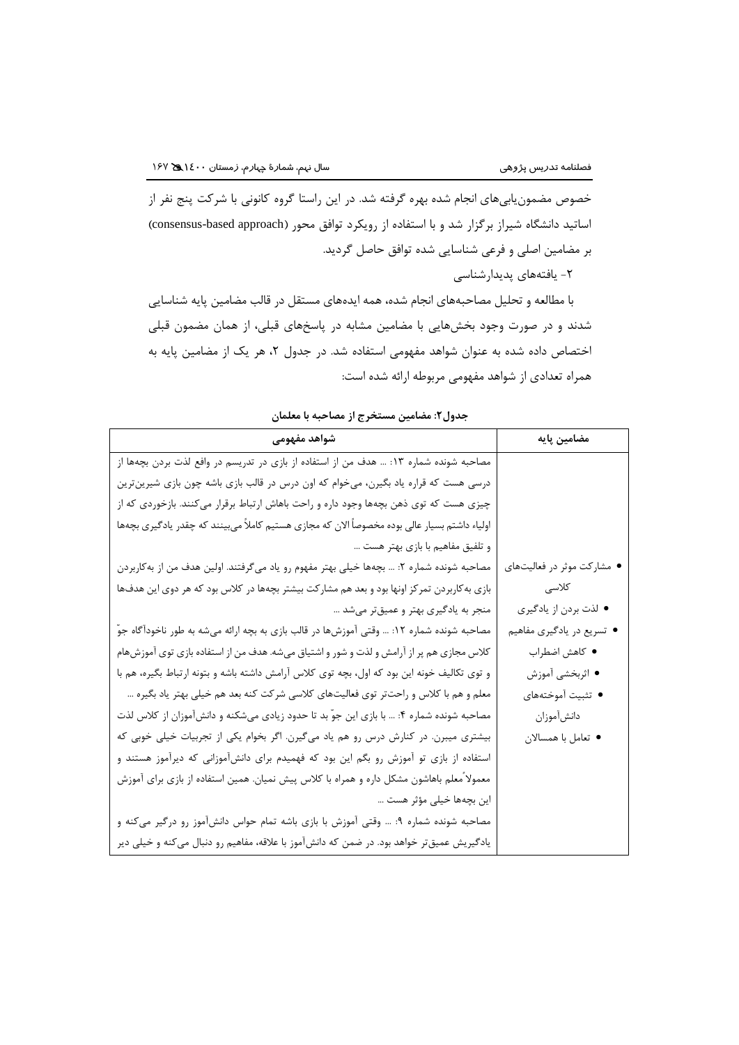خصوص مضمون‌یابی‌های انجام شده بهره گرفته شد. در این راستا گروه کانونی با شرکت پنج نفر از اساتید دانشگاه شیراز برگزار شد و با استفاده از رویکرد توافق محور (consensus-based approach) بر مضامین اصلی و فرعی شناسایی شده توافق حاصل گردید.

۲- یافته‌های پدیدارشناسی

با مطالعه و تحلیل مصاحبه‌های انجام شده، همه ایده‌های مستقل در قالب مضامین پایه شناسایی شدند و در صورت وجود بخش‌هایی با مضامین مشابه در پاسخ‌های قبلی، از همان مضمون قبلی اختصاص داده شده به عنوان شواهد مفهومی استفاده شد. در جدول ۲، هر یک از مضامین پایه به همراه تعدادی از شواهد مفهومی مربوطه ارائه شده است:

**جدول۲: مضامین مستخرج از مصاحبه با معلمان**

| مضامین پایه | شواهد مفهومی |
|---|---|
| • مشارکت موثر در فعالیت‌های کلاسی<br>• لذت بردن از یادگیری<br>• تسریع در یادگیری مفاهیم<br>• کاهش اضطراب<br>• اثربخشی آموزش<br>• تثبیت آموخته‌های دانش‌آموزان<br>• تعامل با همسالان | مصاحبه شونده شماره ۱۳: ... هدف من از استفاده از بازی در تدریسم در واقع لذت بردن بچه‌ها از درسی هست که قراره یاد بگیرن، می‌خوام که اون درس در قالب بازی باشه چون بازی شیرین‌ترین چیزی هست که توی ذهن بچه‌ها وجود داره و راحت باهاش ارتباط برقرار می‌کنند. بازخوردی که از اولیاء داشتم بسیار عالی بوده مخصوصاً الان که مجازی هستیم کاملاً می‌بینند که چقدر یادگیری بچه‌ها و تلفیق مفاهیم با بازی بهتر هست ...<br>مصاحبه شونده شماره ۲: ... بچه‌ها خیلی بهتر مفهوم رو یاد می‌گرفتند. اولین هدف من از به‌کاربردن بازی به‌کاربردن تمرکز اونها بود و بعد هم مشارکت بیشتر بچه‌ها در کلاس بود که هر دوی این هدف‌ها منجر به یادگیری بهتر و عمیق‌تر می‌شد ...<br>مصاحبه شونده شماره ۱۲: ... وقتی آموزش‌ها در قالب بازی به بچه ارائه می‌شه به طور ناخودآگاه جوّ کلاس مجازی هم پر از آرامش و لذت و شور و اشتیاق می‌شه. هدف من از استفاده بازی توی آموزش‌هام و توی تکالیف خونه این بود که اول، بچه توی کلاس آرامش داشته باشه و بتونه ارتباط بگیره، هم با معلم و هم با کلاس و راحت‌تر توی فعالیت‌های کلاسی شرکت کنه بعد هم خیلی بهتر یاد بگیره ...<br>مصاحبه شونده شماره ۴: ... با بازی این جوّ بد تا حدود زیادی می‌شکنه و دانش‌آموزان از کلاس لذت بیشتری میبرن. در کنارش درس رو هم یاد می‌گیرن. اگر بخوام یکی از تجربیات خیلی خوبی که استفاده از بازی تو آموزش رو بگم این بود که فهمیدم برای دانش‌آموزانی که دیرآموز هستند و معمولاً معلم باهاشون مشکل داره و همراه با کلاس پیش نمیان. همین استفاده از بازی برای آموزش این بچه‌ها خیلی مؤثر هست ...<br>مصاحبه شونده شماره ۹: ... وقتی آموزش با بازی باشه تمام حواس دانش‌آموز رو درگیر می‌کنه و یادگیریش عمیق‌تر خواهد بود. در ضمن که دانش‌آموز با علاقه، مفاهیم رو دنبال می‌کنه و خیلی دیر |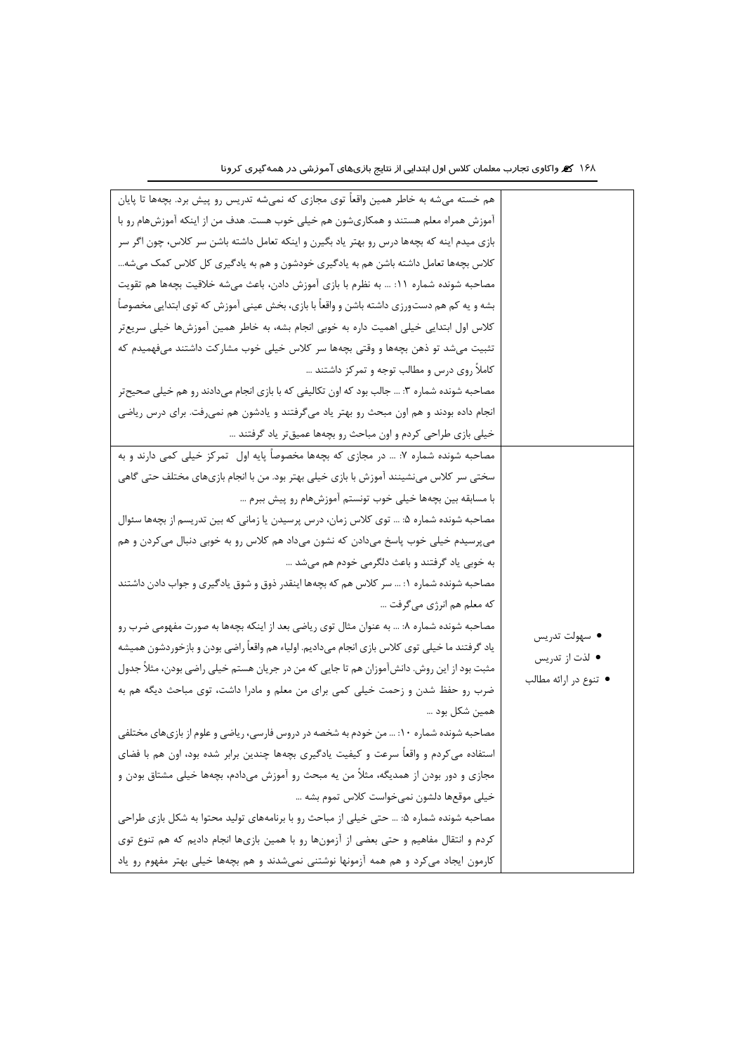| | |
|---|---|
| | هم خسته می‌شه به خاطر همین واقعاً توی مجازی که نمی‌شه تدریس رو پیش برد. بچه‌ها تا پایان آموزش همراه معلم هستند و همکاری‌شون هم خیلی خوب هست. هدف من از اینکه آموزش‌هام رو با بازی میدم اینه که بچه‌ها درس رو بهتر یاد بگیرن و اینکه تعامل داشته باشن سر کلاس، چون اگر سر کلاس بچه‌ها تعامل داشته باشن هم به یادگیری خودشون و هم به یادگیری کل کلاس کمک می‌شه... مصاحبه شونده شماره ۱۱: ... به نظرم با بازی آموزش دادن، باعث می‌شه خلاقیت بچه‌ها هم تقویت بشه و یه کم هم دست‌ورزی داشته باشن و واقعاً با بازی، بخش عینی آموزش که توی ابتدایی مخصوصاً کلاس اول ابتدایی خیلی اهمیت داره به خوبی انجام بشه، به خاطر همین آموزش‌ها خیلی سریع‌تر تثبیت می‌شد تو ذهن بچه‌ها و وقتی بچه‌ها سر کلاس خیلی خوب مشارکت داشتند می‌فهمیدم که کاملاً روی درس و مطالب توجه و تمرکز داشتند ... مصاحبه شونده شماره ۳: ... جالب بود که اون تکالیفی که با بازی انجام می‌دادند رو هم خیلی صحیح‌تر انجام داده بودند و هم اون مبحث رو بهتر یاد می‌گرفتند و یادشون هم نمی‌رفت. برای درس ریاضی خیلی بازی طراحی کردم و اون مباحث رو بچه‌ها عمیق‌تر یاد گرفتند ... |
| • سهولت تدریس<br>• لذت از تدریس<br>• تنوع در ارائه مطالب | مصاحبه شونده شماره ۷: ... در مجازی که بچه‌ها مخصوصاً پایه اول تمرکز خیلی کمی دارند و به سختی سر کلاس می‌نشینند آموزش با بازی خیلی بهتر بود. من با انجام بازی‌های مختلف حتی گاهی با مسابقه بین بچه‌ها خیلی خوب تونستم آموزش‌هام رو پیش ببرم ... مصاحبه شونده شماره ۵: ... توی کلاس زمان، درس پرسیدن یا زمانی که بین تدریسم از بچه‌ها سئوال می‌پرسیدم خیلی خوب پاسخ می‌دادن که نشون می‌داد هم کلاس رو به خوبی دنبال می‌کردن و هم به خوبی یاد گرفتند و باعث دلگرمی خودم هم می‌شد ... مصاحبه شونده شماره ۱: ... سر کلاس هم که بچه‌ها اینقدر ذوق و شوق یادگیری و جواب دادن داشتند که معلم هم انرژی می‌گرفت ... مصاحبه شونده شماره ۸: ... به عنوان مثال توی ریاضی بعد از اینکه بچه‌ها به صورت مفهومی ضرب رو یاد گرفتند ما خیلی توی کلاس بازی انجام می‌دادیم. اولیاء هم واقعاً راضی بودن و بازخوردشون همیشه مثبت بود از این روش. دانش‌آموزان هم تا جایی که من در جریان هستم خیلی راضی بودن، مثلاً جدول ضرب رو حفظ شدن و زحمت خیلی کمی برای من معلم و مادرا داشت، توی مباحث دیگه هم به همین شکل بود ... مصاحبه شونده شماره ۱۰: ... من خودم به شخصه در دروس فارسی، ریاضی و علوم از بازی‌های مختلفی استفاده می‌کردم و واقعاً سرعت و کیفیت یادگیری بچه‌ها چندین برابر شده بود، اون هم با فضای مجازی و دور بودن از همدیگه، مثلاً من یه مبحث رو آموزش می‌دادم، بچه‌ها خیلی مشتاق بودن و خیلی موقع‌ها دلشون نمی‌خواست کلاس تموم بشه ... مصاحبه شونده شماره ۵: ... حتی خیلی از مباحث رو با برنامه‌های تولید محتوا به شکل بازی طراحی کردم و انتقال مفاهیم و حتی بعضی از آزمون‌ها رو با همین بازی‌ها انجام دادیم که هم تنوع توی کارمون ایجاد می‌کرد و هم همه آزمونها نوشتنی نمی‌شدند و هم بچه‌ها خیلی بهتر مفهوم رو یاد |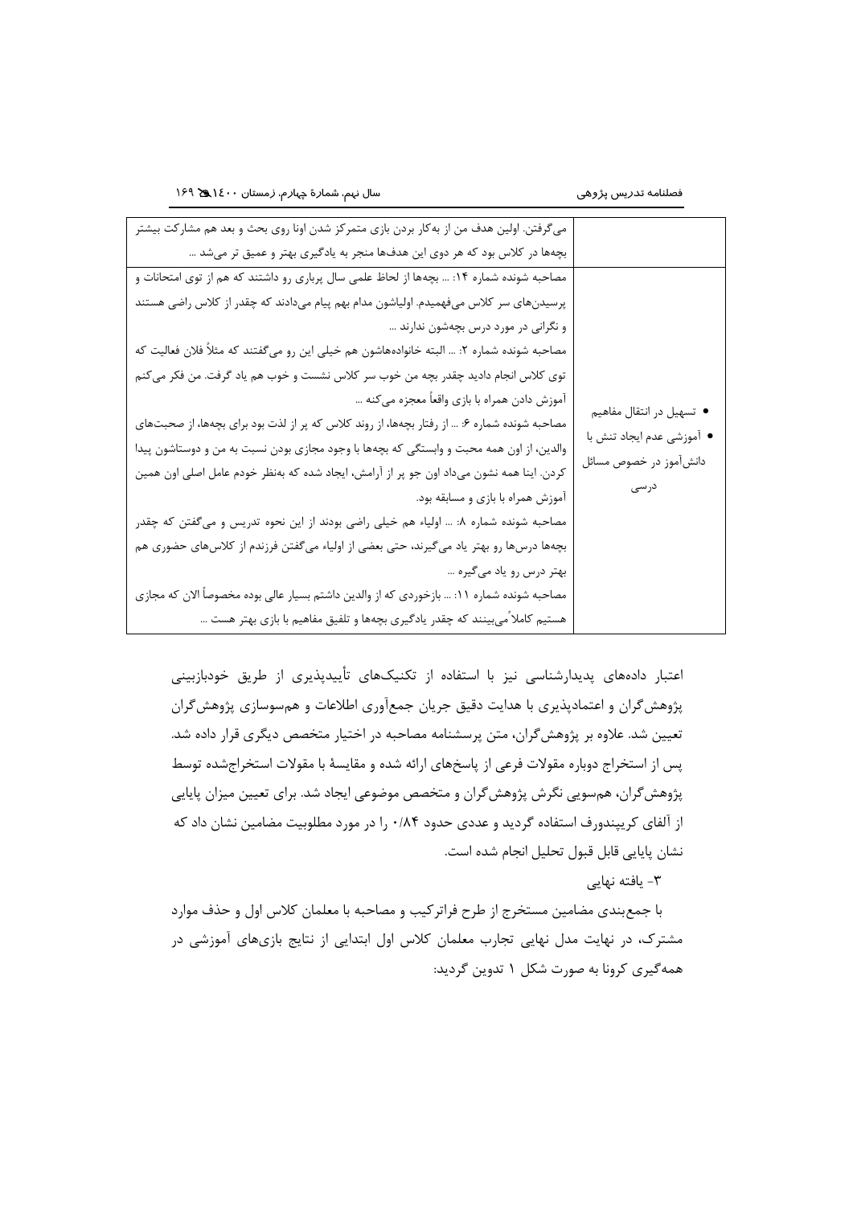| | |
|---|---|
| | می‌گرفتن. اولین هدف من از به‌کار بردن بازی متمرکز شدن اونا روی بحث و بعد هم مشارکت بیشتر بچه‌ها در کلاس بود که هر دوی این هدف‌ها منجر به یادگیری بهتر و عمیق تر می‌شد ... |
| • تسهیل در انتقال مفاهیم<br>• آموزشی عدم ایجاد تنش با دانش‌آموز در خصوص مسائل درسی | مصاحبه شونده شماره ۱۴: ... بچه‌ها از لحاظ علمی سال پرباری رو داشتند که هم از توی امتحانات و پرسیدن‌های سر کلاس می‌فهمیدم. اولیاشون مدام بهم پیام می‌دادند که چقدر از کلاس راضی هستند و نگرانی در مورد درس بچه‌شون ندارند ...<br>مصاحبه شونده شماره ۲: ... البته خانواده‌هاشون هم خیلی این رو می‌گفتند که مثلاً فلان فعالیت که توی کلاس انجام دادید چقدر بچه من خوب سر کلاس نشست و خوب هم یاد گرفت. من فکر می‌کنم آموزش دادن همراه با بازی واقعاً معجزه می‌کنه ...<br>مصاحبه شونده شماره ۶: ... از رفتار بچه‌ها، از روند کلاس که پر از لذت بود برای بچه‌ها، از صحبت‌های والدین، از اون همه محبت و وابستگی که بچه‌ها با وجود مجازی بودن نسبت به من و دوستاشون پیدا کردن. اینا همه نشون می‌داد اون جو پر از آرامش، ایجاد شده که به‌نظر خودم عامل اصلی اون همین آموزش همراه با بازی و مسابقه بود.<br>مصاحبه شونده شماره ۸: ... اولیاء هم خیلی راضی بودند از این نحوه تدریس و می‌گفتن که چقدر بچه‌ها درس‌ها رو بهتر یاد می‌گیرند، حتی بعضی از اولیاء می‌گفتن فرزندم از کلاس‌های حضوری هم بهتر درس رو یاد می‌گیره ...<br>مصاحبه شونده شماره ۱۱: ... بازخوردی که از والدین داشتم بسیار عالی بوده مخصوصاً الان که مجازی هستیم کاملاً می‌بینند که چقدر یادگیری بچه‌ها و تلفیق مفاهیم با بازی بهتر هست ... |

اعتبار داده‌های پدیدارشناسی نیز با استفاده از تکنیک‌های تأییدپذیری از طریق خودبازبینی پژوهش‌گران و اعتمادپذیری با هدایت دقیق جریان جمع‌آوری اطلاعات و هم‌سوسازی پژوهش‌گران تعیین شد. علاوه بر پژوهش‌گران، متن پرسشنامه مصاحبه در اختیار متخصص دیگری قرار داده شد. پس از استخراج دوباره مقولات فرعی از پاسخ‌های ارائه شده و مقایسهٔ با مقولات استخراج‌شده توسط پژوهش‌گران، هم‌سویی نگرش پژوهش‌گران و متخصص موضوعی ایجاد شد. برای تعیین میزان پایایی از آلفای کریپندورف استفاده گردید و عددی حدود ۰/۸۴ را در مورد مطلوبیت مضامین نشان داد که نشان پایایی قابل قبول تحلیل انجام شده است.

۳- یافته نهایی

با جمع‌بندی مضامین مستخرج از طرح فراترکیب و مصاحبه با معلمان کلاس اول و حذف موارد مشترک، در نهایت مدل نهایی تجارب معلمان کلاس اول ابتدایی از نتایج بازی‌های آموزشی در همه‌گیری کرونا به صورت شکل ۱ تدوین گردید: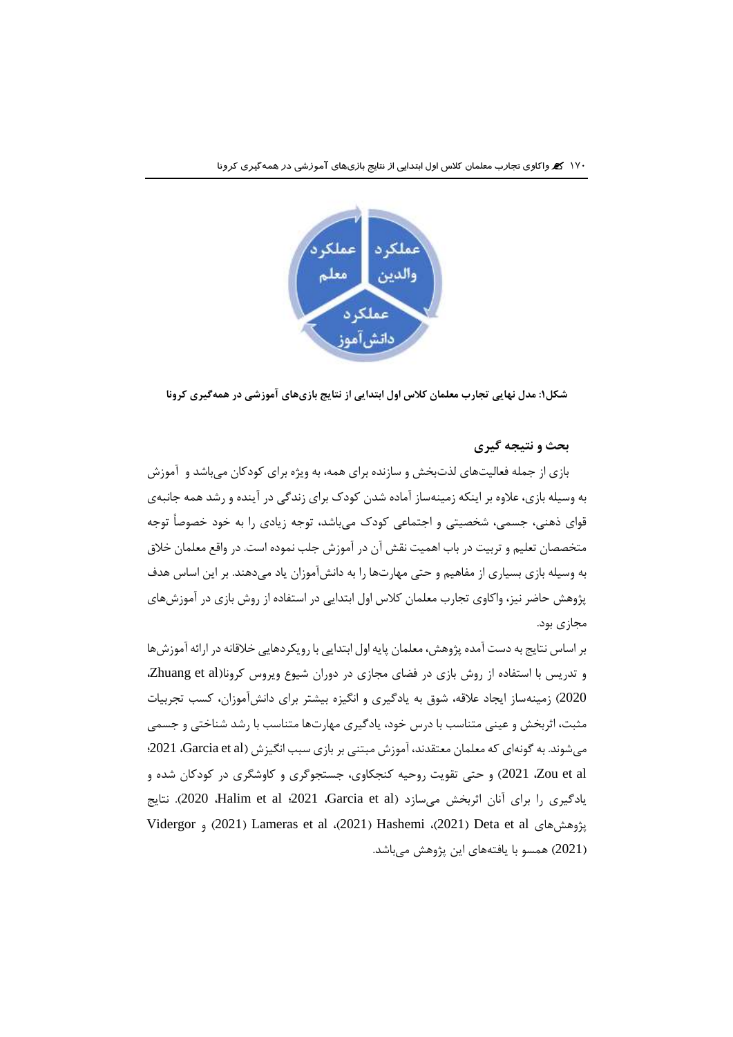عملکرد معلم

عملکرد والدین

عملکرد دانش‌آموز

**شکل۱: مدل نهایی تجارب معلمان کلاس اول ابتدایی از نتایج بازی‌های آموزشی در همه‌گیری کرونا**

## بحث و نتیجه گیری

بازی از جمله فعالیت‌های لذت‌بخش و سازنده برای همه، به ویژه برای کودکان می‌باشد و آموزش به وسیله بازی، علاوه بر اینکه زمینه‌ساز آماده شدن کودک برای زندگی در آینده و رشد همه جانبه‌ی قوای ذهنی، جسمی، شخصیتی و اجتماعی کودک می‌باشد، توجه زیادی را به خود خصوصاً توجه متخصصان تعلیم و تربیت در باب اهمیت نقش آن در آموزش جلب نموده است. در واقع معلمان خلاق به وسیله بازی بسیاری از مفاهیم و حتی مهارت‌ها را به دانش‌آموزان یاد می‌دهند. بر این اساس هدف پژوهش حاضر نیز، واکاوی تجارب معلمان کلاس اول ابتدایی در استفاده از روش بازی در آموزش‌های مجازی بود.

بر اساس نتایج به دست آمده پژوهش، معلمان پایه اول ابتدایی با رویکردهایی خلاقانه در ارائه آموزش‌ها و تدریس با استفاده از روش بازی در فضای مجازی در دوران شیوع ویروس کرونا(Zhuang et al، 2020) زمینه‌ساز ایجاد علاقه، شوق به یادگیری و انگیزه بیشتر برای دانش‌آموزان، کسب تجربیات مثبت، اثربخش و عینی متناسب با درس خود، یادگیری مهارت‌ها متناسب با رشد شناختی و جسمی می‌شوند. به گونه‌ای که معلمان معتقدند، آموزش مبتنی بر بازی سبب انگیزش (Garcia et al، 2021؛ Zou et al، 2021) و حتی تقویت روحیه کنجکاوی، جستجوگری و کاوشگری در کودکان شده و یادگیری را برای آنان اثربخش می‌سازد (Garcia et al، 2021؛ Halim et al، 2020). نتایج پژوهش‌های Deta et al (2021)، Hashemi (2021)، Lameras et al (2021) و Vidergor (2021) همسو با یافته‌های این پژوهش می‌باشد.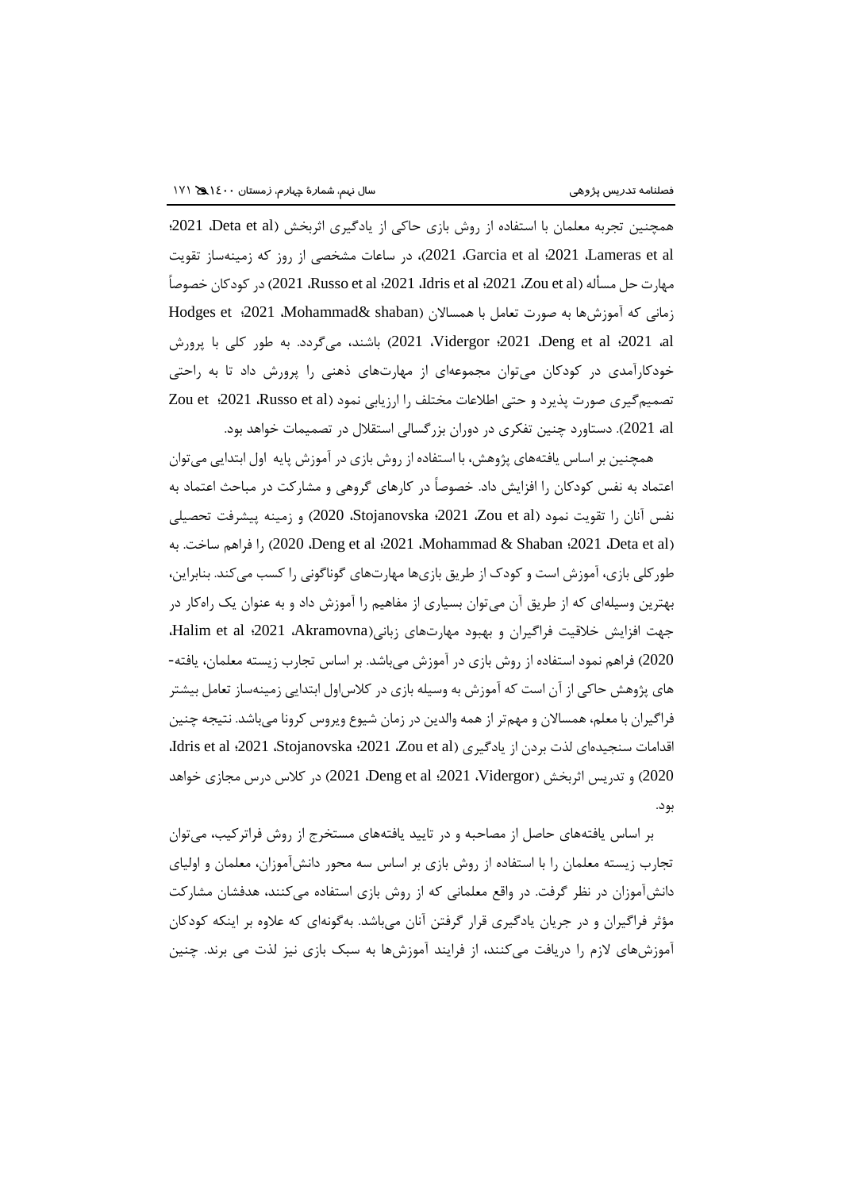همچنین تجربه معلمان با استفاده از روش بازی حاکی از یادگیری اثربخش (Deta et al، 2021؛ Lameras et al، 2021؛ Garcia et al، 2021)، در ساعات مشخصی از روز که زمینه‌ساز تقویت مهارت حل مسأله (Zou et al، 2021؛ Idris et al، 2021؛ Russo et al، 2021) در کودکان خصوصاً زمانی که آموزش‌ها به صورت تعامل با همسالان (Mohammad& shaban، 2021؛ Hodges et al، 2021؛ Deng et al، 2021؛ Vidergor، 2021) باشند، می‌گردد. به طور کلی با پرورش خودکارآمدی در کودکان می‌توان مجموعه‌ای از مهارت‌های ذهنی را پرورش داد تا به راحتی تصمیم‌گیری صورت پذیرد و حتی اطلاعات مختلف را ارزیابی نمود (Russo et al، 2021؛ Zou et al، 2021). دستاورد چنین تفکری در دوران بزرگسالی استقلال در تصمیمات خواهد بود.

همچنین بر اساس یافته‌های پژوهش، با استفاده از روش بازی در آموزش پایه اول ابتدایی می‌توان اعتماد به نفس کودکان را افزایش داد. خصوصاً در کارهای گروهی و مشارکت در مباحث اعتماد به نفس آنان را تقویت نمود (Zou et al، 2021؛ Stojanovska، 2020) و زمینه پیشرفت تحصیلی (Deta et al، 2021؛ Mohammad & Shaban، 2021؛ Deng et al، 2020) را فراهم ساخت. به طورکلی بازی، آموزش است و کودک از طریق بازی‌ها مهارت‌های گوناگونی را کسب می‌کند. بنابراین، بهترین وسیله‌ای که از طریق آن می‌توان بسیاری از مفاهیم را آموزش داد و به عنوان یک راه‌کار در جهت افزایش خلاقیت فراگیران و بهبود مهارت‌های زبانی(Akramovna، 2021؛ Halim et al، 2020) فراهم نمود استفاده از روش بازی در آموزش می‌باشد. بر اساس تجارب زیسته معلمان، یافته‌های پژوهش حاکی از آن است که آموزش به وسیله بازی در کلاس‌اول ابتدایی زمینه‌ساز تعامل بیشتر فراگیران با معلم، همسالان و مهم‌تر از همه والدین در زمان شیوع ویروس کرونا می‌باشد. نتیجه چنین اقدامات سنجیده‌ای لذت بردن از یادگیری (Zou et al، 2021؛ Stojanovska، 2021؛ Idris et al، 2020) و تدریس اثربخش (Vidergor، 2021؛ Deng et al، 2021) در کلاس درس مجازی خواهد بود.

بر اساس یافته‌های حاصل از مصاحبه و در تایید یافته‌های مستخرج از روش فراترکیب، می‌توان تجارب زیسته معلمان را با استفاده از روش بازی بر اساس سه محور دانش‌آموزان، معلمان و اولیای دانش‌آموزان در نظر گرفت. در واقع معلمانی که از روش بازی استفاده می‌کنند، هدفشان مشارکت مؤثر فراگیران و در جریان یادگیری قرار گرفتن آنان می‌باشد. به‌گونه‌ای که علاوه بر اینکه کودکان آموزش‌های لازم را دریافت می‌کنند، از فرایند آموزش‌ها به سبک بازی نیز لذت می برند. چنین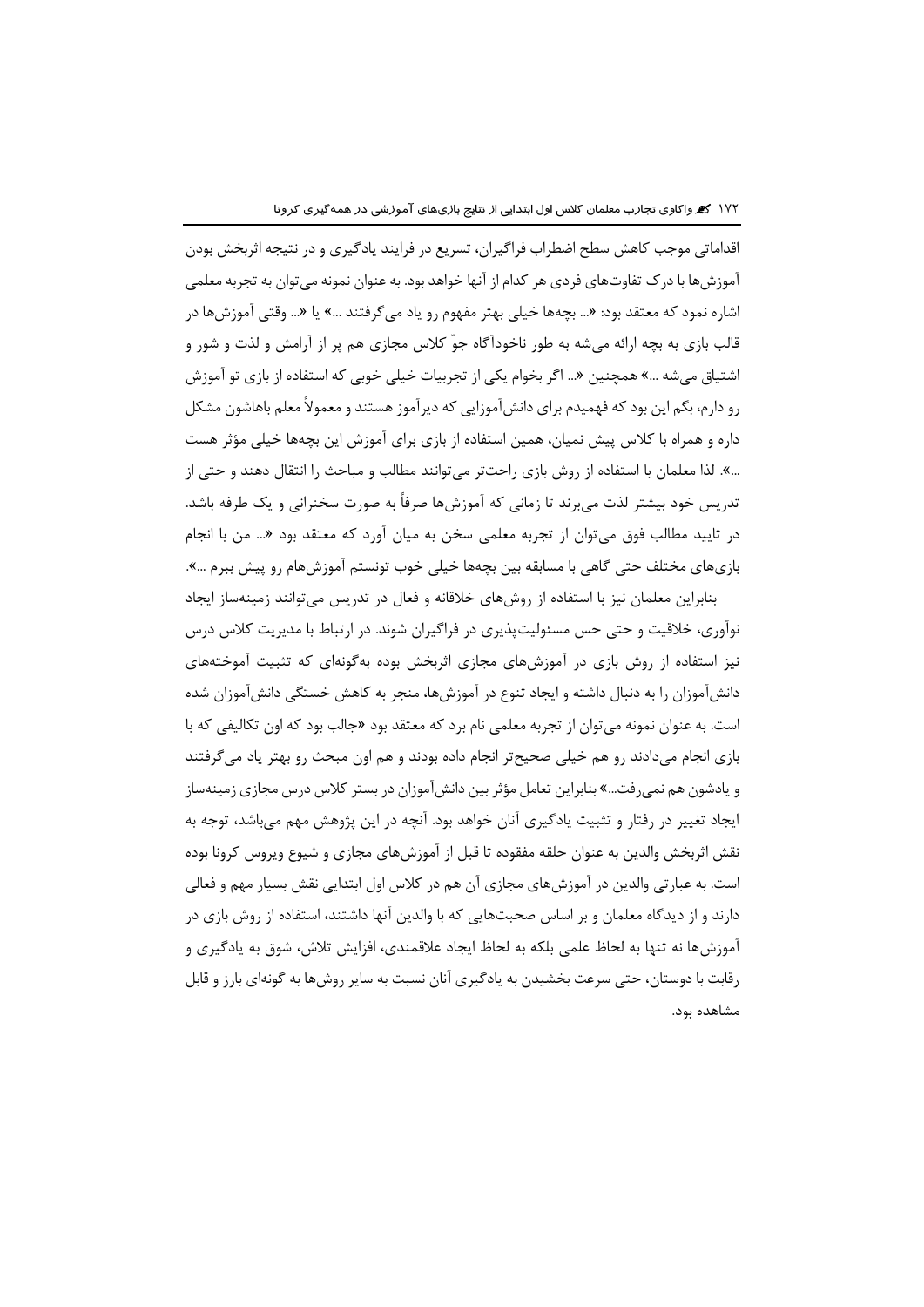اقداماتی موجب کاهش سطح اضطراب فراگیران، تسریع در فرایند یادگیری و در نتیجه اثربخش بودن آموزش‌ها با درک تفاوت‌های فردی هر کدام از آنها خواهد بود. به عنوان نمونه می‌توان به تجربه معلمی اشاره نمود که معتقد بود: «... بچه‌ها خیلی بهتر مفهوم رو یاد می‌گرفتند ...» یا «... وقتی آموزش‌ها در قالب بازی به بچه ارائه می‌شه به طور ناخودآگاه جوّ کلاس مجازی هم پر از آرامش و لذت و شور و اشتیاق می‌شه ...» همچنین «... اگر بخوام یکی از تجربیات خیلی خوبی که استفاده از بازی تو آموزش رو دارم، بگم این بود که فهمیدم برای دانش‌آموزایی که دیرآموز هستند و معمولاً معلم باهاشون مشکل داره و همراه با کلاس پیش نمیان، همین استفاده از بازی برای آموزش این بچه‌ها خیلی مؤثر هست ...». لذا معلمان با استفاده از روش بازی راحت‌تر می‌توانند مطالب و مباحث را انتقال دهند و حتی از تدریس خود بیشتر لذت می‌برند تا زمانی که آموزش‌ها صرفاً به صورت سخنرانی و یک طرفه باشد. در تایید مطالب فوق می‌توان از تجربه معلمی سخن به میان آورد که معتقد بود «... من با انجام بازی‌های مختلف حتی گاهی با مسابقه بین بچه‌ها خیلی خوب تونستم آموزش‌هام رو پیش ببرم ...».

بنابراین معلمان نیز با استفاده از روش‌های خلاقانه و فعال در تدریس می‌توانند زمینه‌ساز ایجاد نوآوری، خلاقیت و حتی حس مسئولیت‌پذیری در فراگیران شوند. در ارتباط با مدیریت کلاس درس نیز استفاده از روش بازی در آموزش‌های مجازی اثربخش بوده به‌گونه‌ای که تثبیت آموخته‌های دانش‌آموزان را به دنبال داشته و ایجاد تنوع در آموزش‌ها، منجر به کاهش خستگی دانش‌آموزان شده است. به عنوان نمونه می‌توان از تجربه معلمی نام برد که معتقد بود «جالب بود که اون تکالیفی که با بازی انجام می‌دادند رو هم خیلی صحیح‌تر انجام داده بودند و هم اون مبحث رو بهتر یاد می‌گرفتند و یادشون هم نمی‌رفت...» بنابراین تعامل مؤثر بین دانش‌آموزان در بستر کلاس درس مجازی زمینه‌ساز ایجاد تغییر در رفتار و تثبیت یادگیری آنان خواهد بود. آنچه در این پژوهش مهم می‌باشد، توجه به نقش اثربخش والدین به عنوان حلقه مفقوده تا قبل از آموزش‌های مجازی و شیوع ویروس کرونا بوده است. به عبارتی والدین در آموزش‌های مجازی آن هم در کلاس اول ابتدایی نقش بسیار مهم و فعالی دارند و از دیدگاه معلمان و بر اساس صحبت‌هایی که با والدین آنها داشتند، استفاده از روش بازی در آموزش‌ها نه تنها به لحاظ علمی بلکه به لحاظ ایجاد علاقمندی، افزایش تلاش، شوق به یادگیری و رقابت با دوستان، حتی سرعت بخشیدن به یادگیری آنان نسبت به سایر روش‌ها به گونه‌ای بارز و قابل مشاهده بود.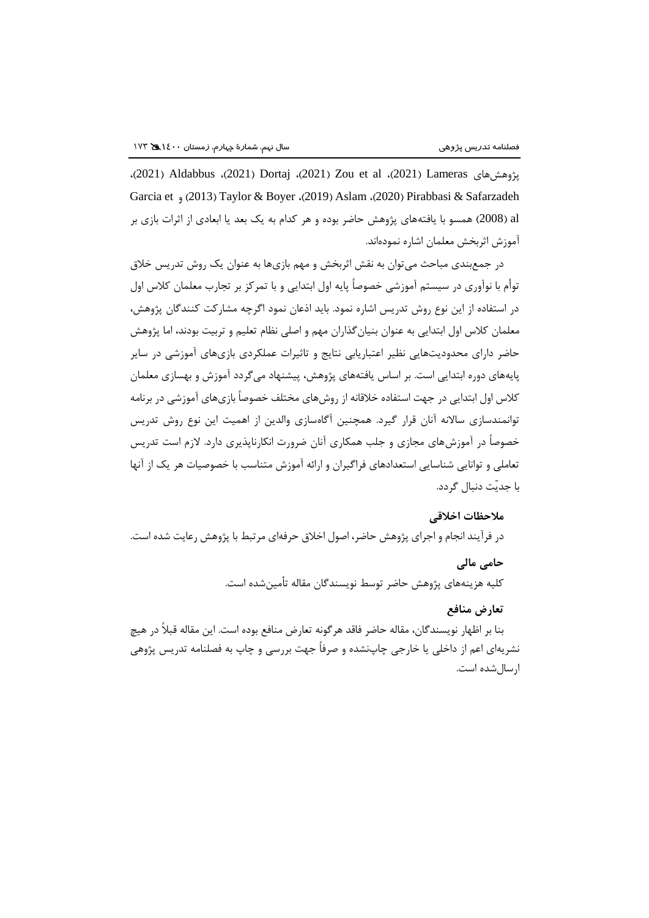پژوهش‌های Lameras (2021)، Zou et al (2021)، Dortaj (2021)، Aldabbus (2021)، Pirabbasi & Safarzadeh (2020)، Aslam (2019)، Taylor & Boyer (2013) و Garcia et al (2008) همسو با یافته‌های پژوهش حاضر بوده و هر کدام به یک بعد یا ابعادی از اثرات بازی بر آموزش اثربخش معلمان اشاره نموده‌اند.

در جمع‌بندی مباحث می‌توان به نقش اثربخش و مهم بازی‌ها به عنوان یک روش تدریس خلاق توأم با نوآوری در سیستم آموزشی خصوصاً پایه اول ابتدایی و با تمرکز بر تجارب معلمان کلاس اول در استفاده از این نوع روش تدریس اشاره نمود. باید اذعان نمود اگرچه مشارکت کنندگان پژوهش، معلمان کلاس اول ابتدایی به عنوان بنیان‌گذاران مهم و اصلی نظام تعلیم و تربیت بودند، اما پژوهش حاضر دارای محدودیت‌هایی نظیر اعتباریابی نتایج و تاثیرات عملکردی بازی‌های آموزشی در سایر پایه‌های دوره ابتدایی است. بر اساس یافته‌های پژوهش، پیشنهاد می‌گردد آموزش و بهسازی معلمان کلاس اول ابتدایی در جهت استفاده خلاقانه از روش‌های مختلف خصوصاً بازی‌های آموزشی در برنامه توانمندسازی سالانه آنان قرار گیرد. همچنین آگاه‌سازی والدین از اهمیت این نوع روش تدریس خصوصاً در آموزش‌های مجازی و جلب همکاری آنان ضرورت انکارناپذیری دارد. لازم است تدریس تعاملی و توانایی شناسایی استعدادهای فراگیران و ارائه آموزش متناسب با خصوصیات هر یک از آنها با جدیّت دنبال گردد.

**ملاحظات اخلاقی**

در فرآیند انجام و اجرای پژوهش حاضر، اصول اخلاق حرفه‌ای مرتبط با پژوهش رعایت شده است.

**حامی مالی**

کلیه هزینه‌های پژوهش حاضر توسط نویسندگان مقاله تأمین‌شده است.

**تعارض منافع**

بنا بر اظهار نویسندگان، مقاله حاضر فاقد هرگونه تعارض منافع بوده است. این مقاله قبلاً در هیچ نشریه‌ای اعم از داخلی یا خارجی چاپ‌نشده و صرفاً جهت بررسی و چاپ به فصلنامه تدریس پژوهی ارسال‌شده است.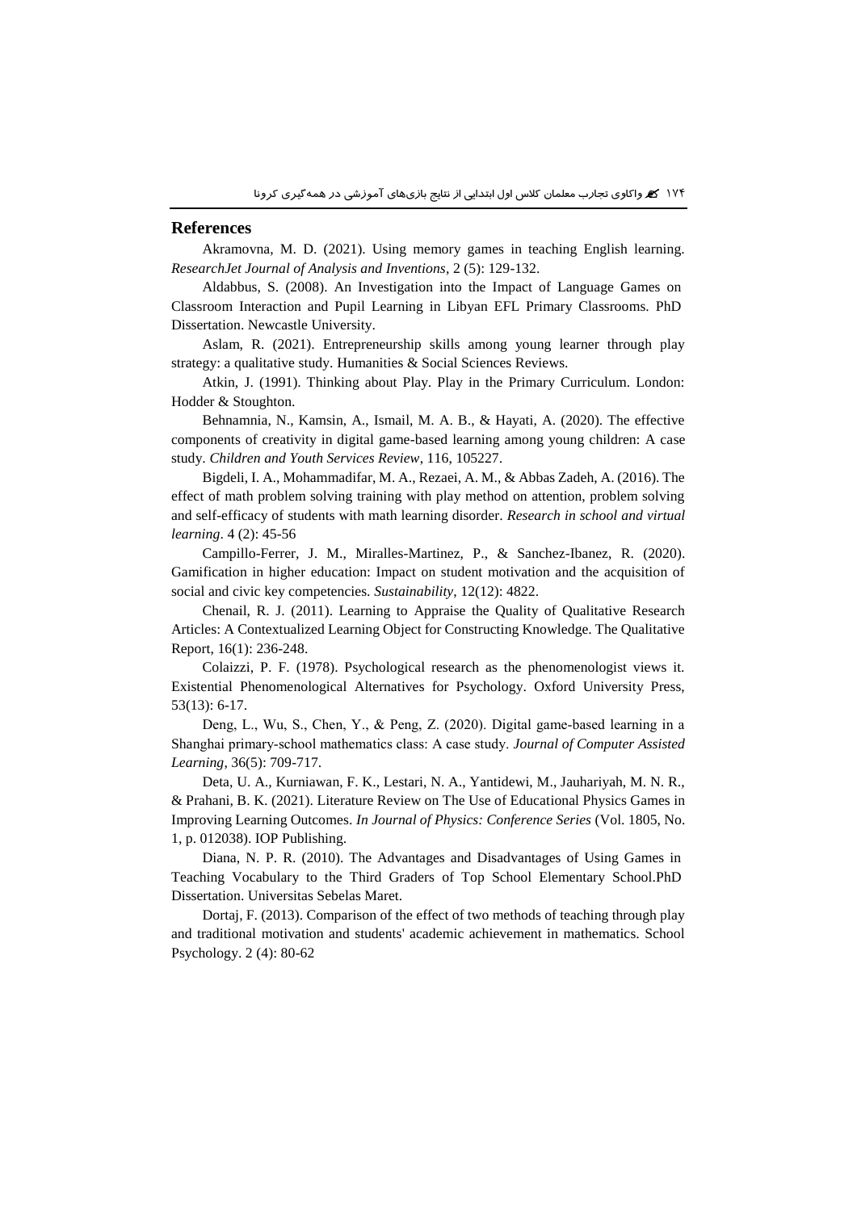## References

Akramovna, M. D. (2021). Using memory games in teaching English learning. *ResearchJet Journal of Analysis and Inventions*, 2 (5): 129-132.

Aldabbus, S. (2008). An Investigation into the Impact of Language Games on Classroom Interaction and Pupil Learning in Libyan EFL Primary Classrooms. PhD Dissertation. Newcastle University.

Aslam, R. (2021). Entrepreneurship skills among young learner through play strategy: a qualitative study. Humanities & Social Sciences Reviews.

Atkin, J. (1991). Thinking about Play. Play in the Primary Curriculum. London: Hodder & Stoughton.

Behnamnia, N., Kamsin, A., Ismail, M. A. B., & Hayati, A. (2020). The effective components of creativity in digital game-based learning among young children: A case study. *Children and Youth Services Review*, 116, 105227.

Bigdeli, I. A., Mohammadifar, M. A., Rezaei, A. M., & Abbas Zadeh, A. (2016). The effect of math problem solving training with play method on attention, problem solving and self-efficacy of students with math learning disorder. *Research in school and virtual learning*. 4 (2): 45-56

Campillo-Ferrer, J. M., Miralles-Martinez, P., & Sanchez-Ibanez, R. (2020). Gamification in higher education: Impact on student motivation and the acquisition of social and civic key competencies. *Sustainability*, 12(12): 4822.

Chenail, R. J. (2011). Learning to Appraise the Quality of Qualitative Research Articles: A Contextualized Learning Object for Constructing Knowledge. The Qualitative Report, 16(1): 236-248.

Colaizzi, P. F. (1978). Psychological research as the phenomenologist views it. Existential Phenomenological Alternatives for Psychology. Oxford University Press, 53(13): 6-17.

Deng, L., Wu, S., Chen, Y., & Peng, Z. (2020). Digital game-based learning in a Shanghai primary-school mathematics class: A case study. *Journal of Computer Assisted Learning*, 36(5): 709-717.

Deta, U. A., Kurniawan, F. K., Lestari, N. A., Yantidewi, M., Jauhariyah, M. N. R., & Prahani, B. K. (2021). Literature Review on The Use of Educational Physics Games in Improving Learning Outcomes. *In Journal of Physics: Conference Series* (Vol. 1805, No. 1, p. 012038). IOP Publishing.

Diana, N. P. R. (2010). The Advantages and Disadvantages of Using Games in Teaching Vocabulary to the Third Graders of Top School Elementary School.PhD Dissertation. Universitas Sebelas Maret.

Dortaj, F. (2013). Comparison of the effect of two methods of teaching through play and traditional motivation and students' academic achievement in mathematics. School Psychology. 2 (4): 80-62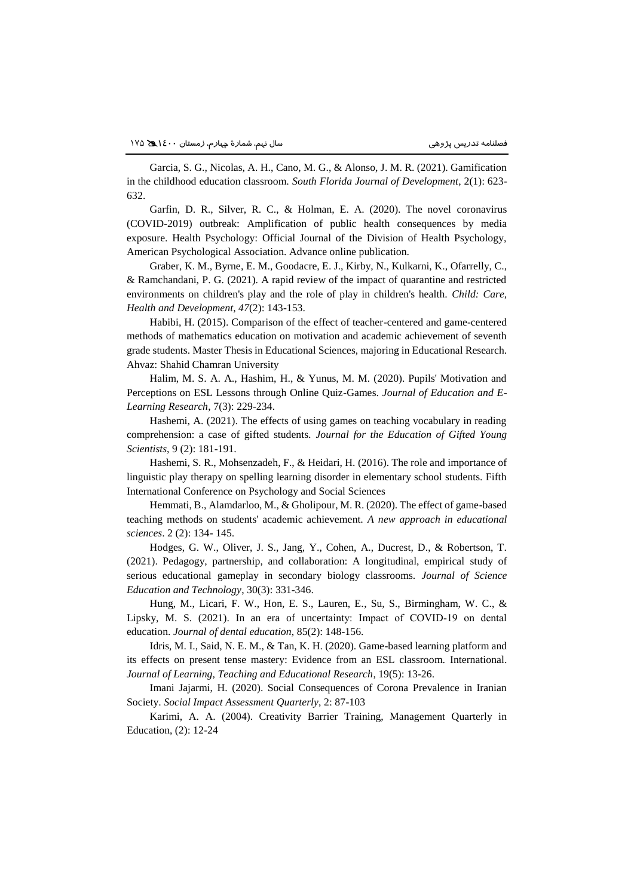Garcia, S. G., Nicolas, A. H., Cano, M. G., & Alonso, J. M. R. (2021). Gamification in the childhood education classroom. *South Florida Journal of Development*, 2(1): 623-632.

Garfin, D. R., Silver, R. C., & Holman, E. A. (2020). The novel coronavirus (COVID-2019) outbreak: Amplification of public health consequences by media exposure. Health Psychology: Official Journal of the Division of Health Psychology, American Psychological Association. Advance online publication.

Graber, K. M., Byrne, E. M., Goodacre, E. J., Kirby, N., Kulkarni, K., Ofarrelly, C., & Ramchandani, P. G. (2021). A rapid review of the impact of quarantine and restricted environments on children's play and the role of play in children's health. *Child: Care, Health and Development*, *47*(2): 143-153.

Habibi, H. (2015). Comparison of the effect of teacher-centered and game-centered methods of mathematics education on motivation and academic achievement of seventh grade students. Master Thesis in Educational Sciences, majoring in Educational Research. Ahvaz: Shahid Chamran University

Halim, M. S. A. A., Hashim, H., & Yunus, M. M. (2020). Pupils' Motivation and Perceptions on ESL Lessons through Online Quiz-Games. *Journal of Education and E-Learning Research*, 7(3): 229-234.

Hashemi, A. (2021). The effects of using games on teaching vocabulary in reading comprehension: a case of gifted students. *Journal for the Education of Gifted Young Scientists*, 9 (2): 181-191.

Hashemi, S. R., Mohsenzadeh, F., & Heidari, H. (2016). The role and importance of linguistic play therapy on spelling learning disorder in elementary school students. Fifth International Conference on Psychology and Social Sciences

Hemmati, B., Alamdarloo, M., & Gholipour, M. R. (2020). The effect of game-based teaching methods on students' academic achievement. *A new approach in educational sciences*. 2 (2): 134- 145.

Hodges, G. W., Oliver, J. S., Jang, Y., Cohen, A., Ducrest, D., & Robertson, T. (2021). Pedagogy, partnership, and collaboration: A longitudinal, empirical study of serious educational gameplay in secondary biology classrooms. *Journal of Science Education and Technology*, 30(3): 331-346.

Hung, M., Licari, F. W., Hon, E. S., Lauren, E., Su, S., Birmingham, W. C., & Lipsky, M. S. (2021). In an era of uncertainty: Impact of COVID-19 on dental education. *Journal of dental education*, 85(2): 148-156.

Idris, M. I., Said, N. E. M., & Tan, K. H. (2020). Game-based learning platform and its effects on present tense mastery: Evidence from an ESL classroom. International. *Journal of Learning, Teaching and Educational Research*, 19(5): 13-26.

Imani Jajarmi, H. (2020). Social Consequences of Corona Prevalence in Iranian Society. *Social Impact Assessment Quarterly*, 2: 87-103

Karimi, A. A. (2004). Creativity Barrier Training, Management Quarterly in Education, (2): 12-24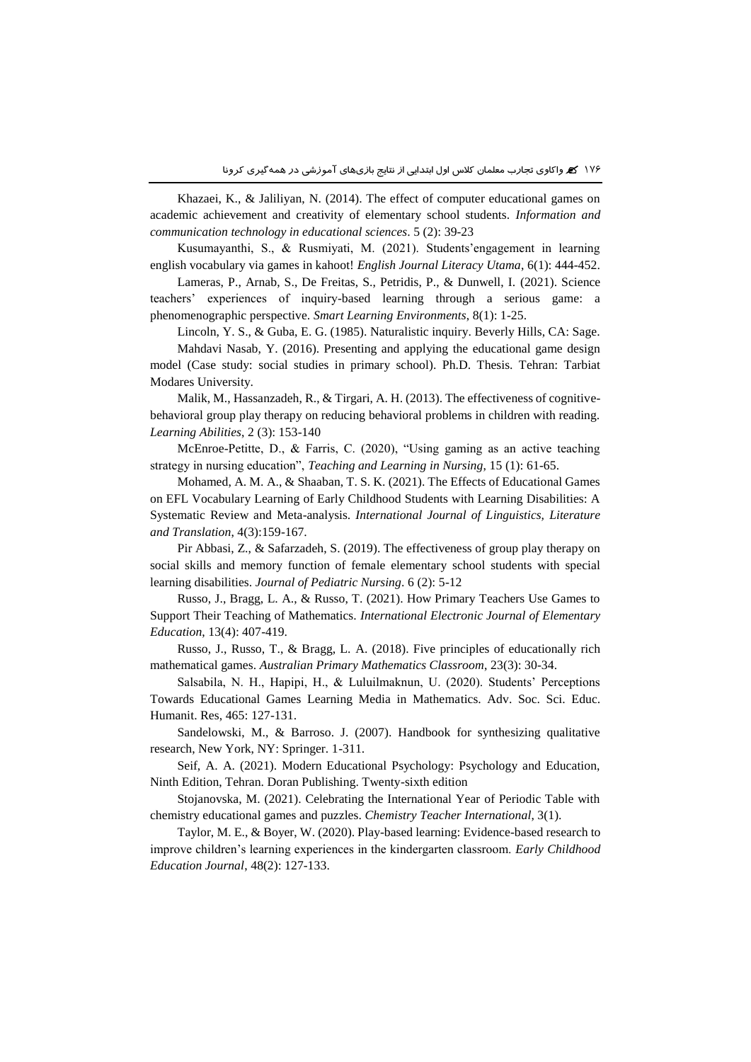Khazaei, K., & Jaliliyan, N. (2014). The effect of computer educational games on academic achievement and creativity of elementary school students. *Information and communication technology in educational sciences*. 5 (2): 39-23

Kusumayanthi, S., & Rusmiyati, M. (2021). Students'engagement in learning english vocabulary via games in kahoot! *English Journal Literacy Utama*, 6(1): 444-452.

Lameras, P., Arnab, S., De Freitas, S., Petridis, P., & Dunwell, I. (2021). Science teachers' experiences of inquiry-based learning through a serious game: a phenomenographic perspective. *Smart Learning Environments*, 8(1): 1-25.

Lincoln, Y. S., & Guba, E. G. (1985). Naturalistic inquiry. Beverly Hills, CA: Sage.

Mahdavi Nasab, Y. (2016). Presenting and applying the educational game design model (Case study: social studies in primary school). Ph.D. Thesis. Tehran: Tarbiat Modares University.

Malik, M., Hassanzadeh, R., & Tirgari, A. H. (2013). The effectiveness of cognitive-behavioral group play therapy on reducing behavioral problems in children with reading. *Learning Abilities*, 2 (3): 153-140

McEnroe-Petitte, D., & Farris, C. (2020), "Using gaming as an active teaching strategy in nursing education", *Teaching and Learning in Nursing*, 15 (1): 61-65.

Mohamed, A. M. A., & Shaaban, T. S. K. (2021). The Effects of Educational Games on EFL Vocabulary Learning of Early Childhood Students with Learning Disabilities: A Systematic Review and Meta-analysis. *International Journal of Linguistics, Literature and Translation*, 4(3):159-167.

Pir Abbasi, Z., & Safarzadeh, S. (2019). The effectiveness of group play therapy on social skills and memory function of female elementary school students with special learning disabilities. *Journal of Pediatric Nursing*. 6 (2): 5-12

Russo, J., Bragg, L. A., & Russo, T. (2021). How Primary Teachers Use Games to Support Their Teaching of Mathematics. *International Electronic Journal of Elementary Education*, 13(4): 407-419.

Russo, J., Russo, T., & Bragg, L. A. (2018). Five principles of educationally rich mathematical games. *Australian Primary Mathematics Classroom*, 23(3): 30-34.

Salsabila, N. H., Hapipi, H., & Luluilmaknun, U. (2020). Students' Perceptions Towards Educational Games Learning Media in Mathematics. Adv. Soc. Sci. Educ. Humanit. Res, 465: 127-131.

Sandelowski, M., & Barroso. J. (2007). Handbook for synthesizing qualitative research, New York, NY: Springer. 1-311.

Seif, A. A. (2021). Modern Educational Psychology: Psychology and Education, Ninth Edition, Tehran. Doran Publishing. Twenty-sixth edition

Stojanovska, M. (2021). Celebrating the International Year of Periodic Table with chemistry educational games and puzzles. *Chemistry Teacher International*, 3(1).

Taylor, M. E., & Boyer, W. (2020). Play-based learning: Evidence-based research to improve children's learning experiences in the kindergarten classroom. *Early Childhood Education Journal*, 48(2): 127-133.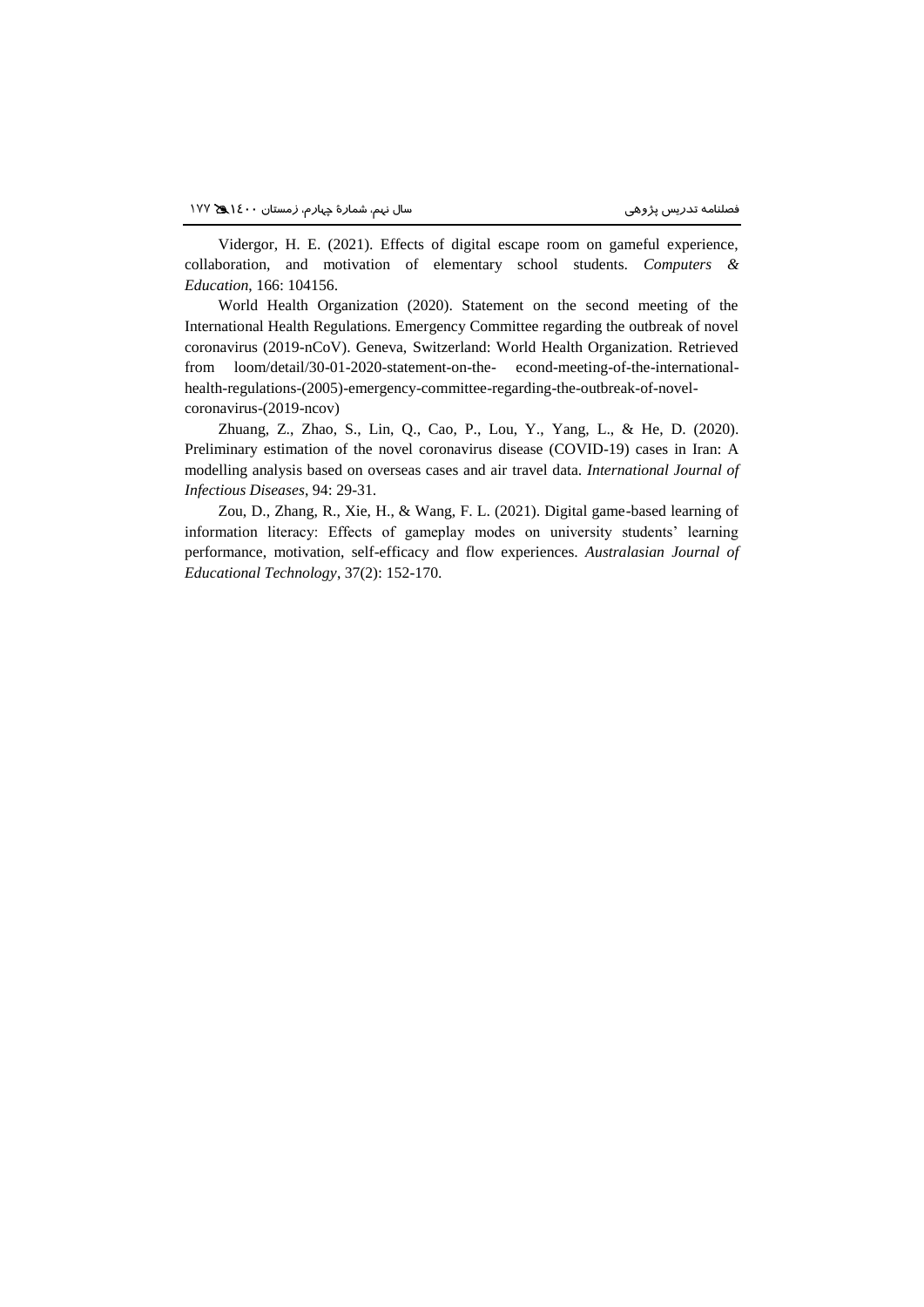Vidergor, H. E. (2021). Effects of digital escape room on gameful experience, collaboration, and motivation of elementary school students. *Computers & Education*, 166: 104156.

World Health Organization (2020). Statement on the second meeting of the International Health Regulations. Emergency Committee regarding the outbreak of novel coronavirus (2019-nCoV). Geneva, Switzerland: World Health Organization. Retrieved from loom/detail/30-01-2020-statement-on-the- econd-meeting-of-the-international-health-regulations-(2005)-emergency-committee-regarding-the-outbreak-of-novel-coronavirus-(2019-ncov)

Zhuang, Z., Zhao, S., Lin, Q., Cao, P., Lou, Y., Yang, L., & He, D. (2020). Preliminary estimation of the novel coronavirus disease (COVID-19) cases in Iran: A modelling analysis based on overseas cases and air travel data. *International Journal of Infectious Diseases*, 94: 29-31.

Zou, D., Zhang, R., Xie, H., & Wang, F. L. (2021). Digital game-based learning of information literacy: Effects of gameplay modes on university students' learning performance, motivation, self-efficacy and flow experiences. *Australasian Journal of Educational Technology*, 37(2): 152-170.